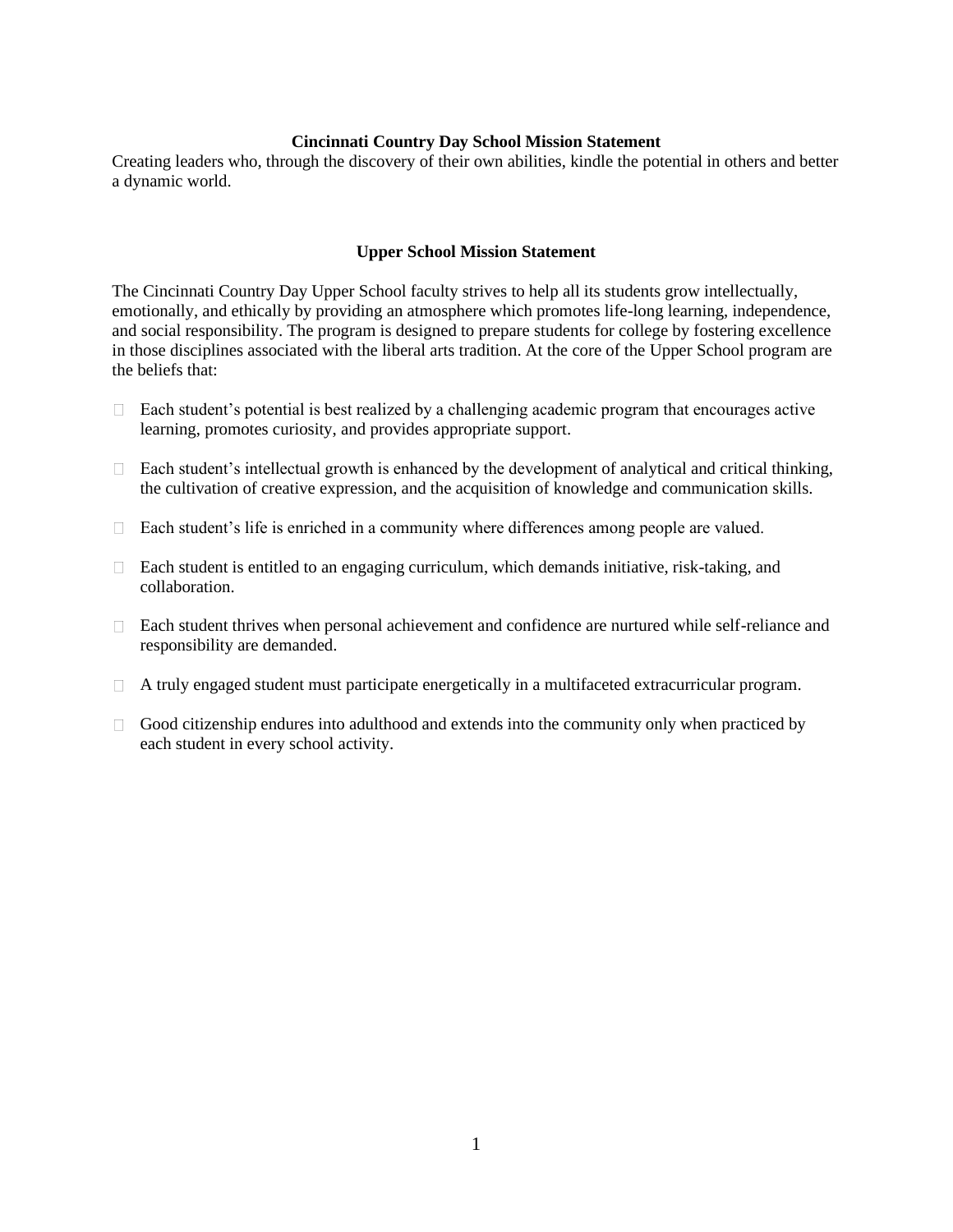## Cincinnati Country Day School Mission Statement

Creating leaders who, through the discovery of their own abilities, kindle the potential in others and better a dynamic world.

## Upper School Mission Statement

The Cincinnati Country Day Upper School faculty strives to help all its students grow intellectually, emotionally, and ethically by providing an atmosphere which promotes life-long learning, independence, and social responsibility. The program is designed to prepare students for college by fostering excellence in those disciplines associated with the liberal arts tradition. At the core of the Upper School program are the beliefs that:

- Each student's potential is best realized by a challenging academic program that encourages active learning, promotes curiosity, and provides appropriate support.
- Each student's intellectual growth is enhanced by the development of analytical and critical thinking, the cultivation of creative expression, and the acquisition of knowledge and communication skills.
- Each student's life is enriched in a community where differences among people are valued.
- Each student is entitled to an engaging curriculum, which demands initiative, risk-taking, and collaboration.
- Each student thrives when personal achievement and confidence are nurtured while self-reliance and responsibility are demanded.
- A truly engaged student must participate energetically in a multifaceted extracurricular program.
- Good citizenship endures into adulthood and extends into the community only when practiced by each student in every school activity.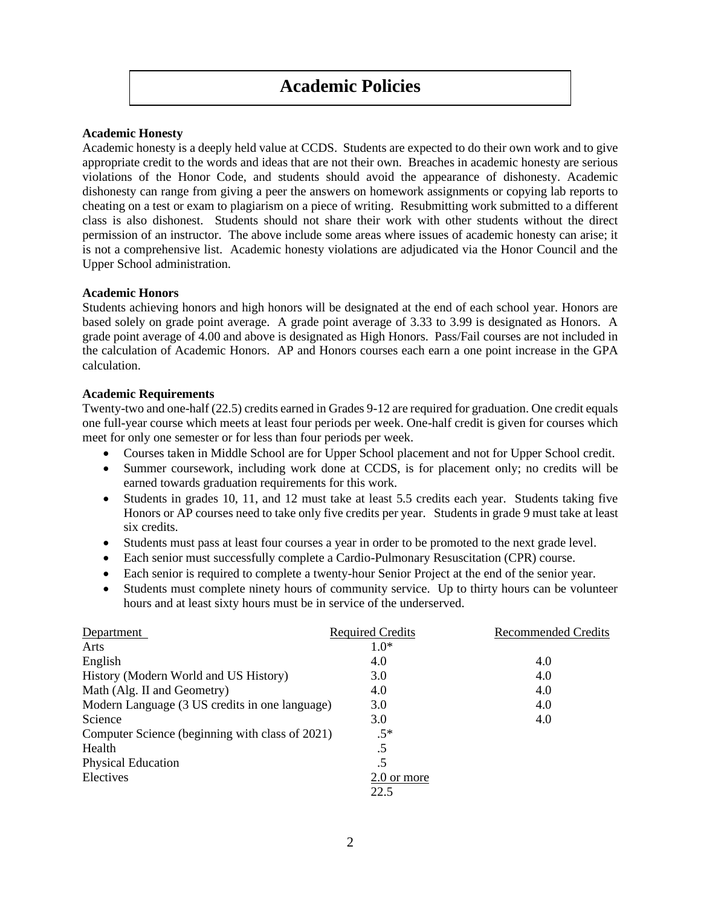# Academic Policies

**Academic Honesty**

Academic honesty is a deeply held value at CCDS. Students are expected to do their own work and to give appropriate credit to the words and ideas that are not their own. Breaches in academic honesty are serious violations of the Honor Code, and students should avoid the appearance of dishonesty. Academic dishonesty can range from giving a peer the answers on homework assignments or copying lab reports to cheating on a test or exam to plagiarism on a piece of writing. Resubmitting work submitted to a different class is also dishonest. Students should not share their work with other students without the direct permission of an instructor. The above include some areas where issues of academic honesty can arise; it is not a comprehensive list. Academic honesty violations are adjudicated via the Honor Council and the Upper School administration.

**Academic Honors**

Students achieving honors and high honors will be designated at the end of each school year. Honors are based solely on grade point average. A grade point average of 3.33 to 3.99 is designated as Honors. A grade point average of 4.00 and above is designated as High Honors. Pass/Fail courses are not included in the calculation of Academic Honors. AP and Honors courses each earn a one point increase in the GPA calculation.

**Academic Requirements**

Twenty-two and one-half (22.5) credits earned in Grades 9-12 are required for graduation. One credit equals one full-year course which meets at least four periods per week. One-half credit is given for courses which meet for only one semester or for less than four periods per week.

- Courses taken in Middle School are for Upper School placement and not for Upper School credit.
- Summer coursework, including work done at CCDS, is for placement only; no credits will be earned towards graduation requirements for this work.
- Students in grades 10, 11, and 12 must take at least 5.5 credits each year. Students taking five Honors or AP courses need to take only five credits per year. Students in grade 9 must take at least six credits.
- Students must pass at least four courses a year in order to be promoted to the next grade level.
- Each senior must successfully complete a Cardio-Pulmonary Resuscitation (CPR) course.
- Each senior is required to complete a twenty-hour Senior Project at the end of the senior year.
- Students must complete ninety hours of community service. Up to thirty hours can be volunteer hours and at least sixty hours must be in service of the underserved.

| Department | Required Credits | Recommended Credits |
|---|---|---|
| Arts | 1.0* | |
| English | 4.0 | 4.0 |
| History (Modern World and US History) | 3.0 | 4.0 |
| Math (Alg. II and Geometry) | 4.0 | 4.0 |
| Modern Language (3 US credits in one language) | 3.0 | 4.0 |
| Science | 3.0 | 4.0 |
| Computer Science (beginning with class of 2021) | .5* | |
| Health | .5 | |
| Physical Education | .5 | |
| Electives | 2.0 or more | |
| | 22.5 | |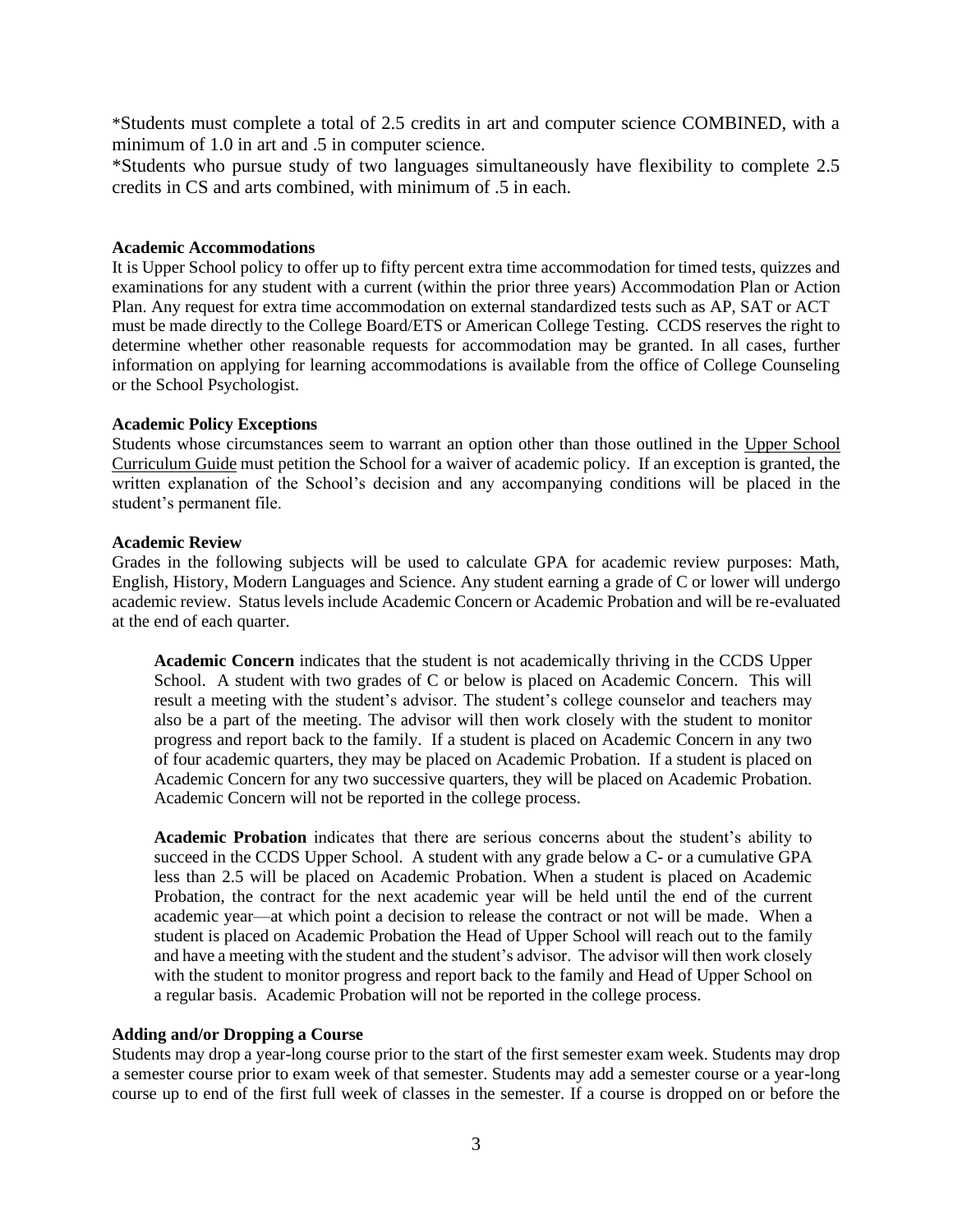*Students must complete a total of 2.5 credits in art and computer science COMBINED, with a minimum of 1.0 in art and .5 in computer science.

*Students who pursue study of two languages simultaneously have flexibility to complete 2.5 credits in CS and arts combined, with minimum of .5 in each.

**Academic Accommodations**

It is Upper School policy to offer up to fifty percent extra time accommodation for timed tests, quizzes and examinations for any student with a current (within the prior three years) Accommodation Plan or Action Plan. Any request for extra time accommodation on external standardized tests such as AP, SAT or ACT must be made directly to the College Board/ETS or American College Testing. CCDS reserves the right to determine whether other reasonable requests for accommodation may be granted. In all cases, further information on applying for learning accommodations is available from the office of College Counseling or the School Psychologist.

**Academic Policy Exceptions**

Students whose circumstances seem to warrant an option other than those outlined in the Upper School Curriculum Guide must petition the School for a waiver of academic policy. If an exception is granted, the written explanation of the School's decision and any accompanying conditions will be placed in the student's permanent file.

**Academic Review**

Grades in the following subjects will be used to calculate GPA for academic review purposes: Math, English, History, Modern Languages and Science. Any student earning a grade of C or lower will undergo academic review. Status levels include Academic Concern or Academic Probation and will be re-evaluated at the end of each quarter.

**Academic Concern** indicates that the student is not academically thriving in the CCDS Upper School. A student with two grades of C or below is placed on Academic Concern. This will result a meeting with the student's advisor. The student's college counselor and teachers may also be a part of the meeting. The advisor will then work closely with the student to monitor progress and report back to the family. If a student is placed on Academic Concern in any two of four academic quarters, they may be placed on Academic Probation. If a student is placed on Academic Concern for any two successive quarters, they will be placed on Academic Probation. Academic Concern will not be reported in the college process.

**Academic Probation** indicates that there are serious concerns about the student's ability to succeed in the CCDS Upper School. A student with any grade below a C- or a cumulative GPA less than 2.5 will be placed on Academic Probation. When a student is placed on Academic Probation, the contract for the next academic year will be held until the end of the current academic year—at which point a decision to release the contract or not will be made. When a student is placed on Academic Probation the Head of Upper School will reach out to the family and have a meeting with the student and the student's advisor. The advisor will then work closely with the student to monitor progress and report back to the family and Head of Upper School on a regular basis. Academic Probation will not be reported in the college process.

**Adding and/or Dropping a Course**

Students may drop a year-long course prior to the start of the first semester exam week. Students may drop a semester course prior to exam week of that semester. Students may add a semester course or a year-long course up to end of the first full week of classes in the semester. If a course is dropped on or before the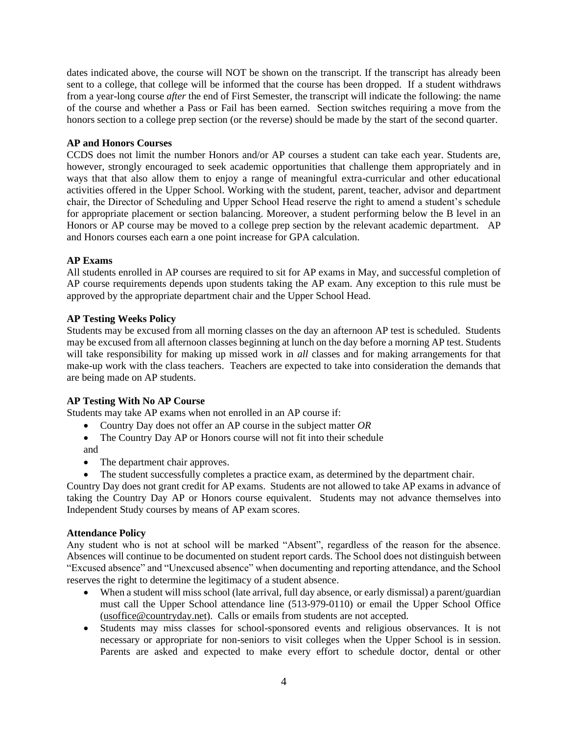dates indicated above, the course will NOT be shown on the transcript. If the transcript has already been sent to a college, that college will be informed that the course has been dropped. If a student withdraws from a year-long course *after* the end of First Semester, the transcript will indicate the following: the name of the course and whether a Pass or Fail has been earned. Section switches requiring a move from the honors section to a college prep section (or the reverse) should be made by the start of the second quarter.

**AP and Honors Courses**

CCDS does not limit the number Honors and/or AP courses a student can take each year. Students are, however, strongly encouraged to seek academic opportunities that challenge them appropriately and in ways that that also allow them to enjoy a range of meaningful extra-curricular and other educational activities offered in the Upper School. Working with the student, parent, teacher, advisor and department chair, the Director of Scheduling and Upper School Head reserve the right to amend a student's schedule for appropriate placement or section balancing. Moreover, a student performing below the B level in an Honors or AP course may be moved to a college prep section by the relevant academic department. AP and Honors courses each earn a one point increase for GPA calculation.

**AP Exams**

All students enrolled in AP courses are required to sit for AP exams in May, and successful completion of AP course requirements depends upon students taking the AP exam. Any exception to this rule must be approved by the appropriate department chair and the Upper School Head.

**AP Testing Weeks Policy**

Students may be excused from all morning classes on the day an afternoon AP test is scheduled. Students may be excused from all afternoon classes beginning at lunch on the day before a morning AP test. Students will take responsibility for making up missed work in *all* classes and for making arrangements for that make-up work with the class teachers. Teachers are expected to take into consideration the demands that are being made on AP students.

**AP Testing With No AP Course**

Students may take AP exams when not enrolled in an AP course if:

- Country Day does not offer an AP course in the subject matter *OR*
- The Country Day AP or Honors course will not fit into their schedule

and

- The department chair approves.
- The student successfully completes a practice exam, as determined by the department chair.

Country Day does not grant credit for AP exams. Students are not allowed to take AP exams in advance of taking the Country Day AP or Honors course equivalent. Students may not advance themselves into Independent Study courses by means of AP exam scores.

**Attendance Policy**

Any student who is not at school will be marked "Absent", regardless of the reason for the absence. Absences will continue to be documented on student report cards. The School does not distinguish between "Excused absence" and "Unexcused absence" when documenting and reporting attendance, and the School reserves the right to determine the legitimacy of a student absence.

- When a student will miss school (late arrival, full day absence, or early dismissal) a parent/guardian must call the Upper School attendance line (513-979-0110) or email the Upper School Office (usoffice@countryday.net). Calls or emails from students are not accepted.
- Students may miss classes for school-sponsored events and religious observances. It is not necessary or appropriate for non-seniors to visit colleges when the Upper School is in session. Parents are asked and expected to make every effort to schedule doctor, dental or other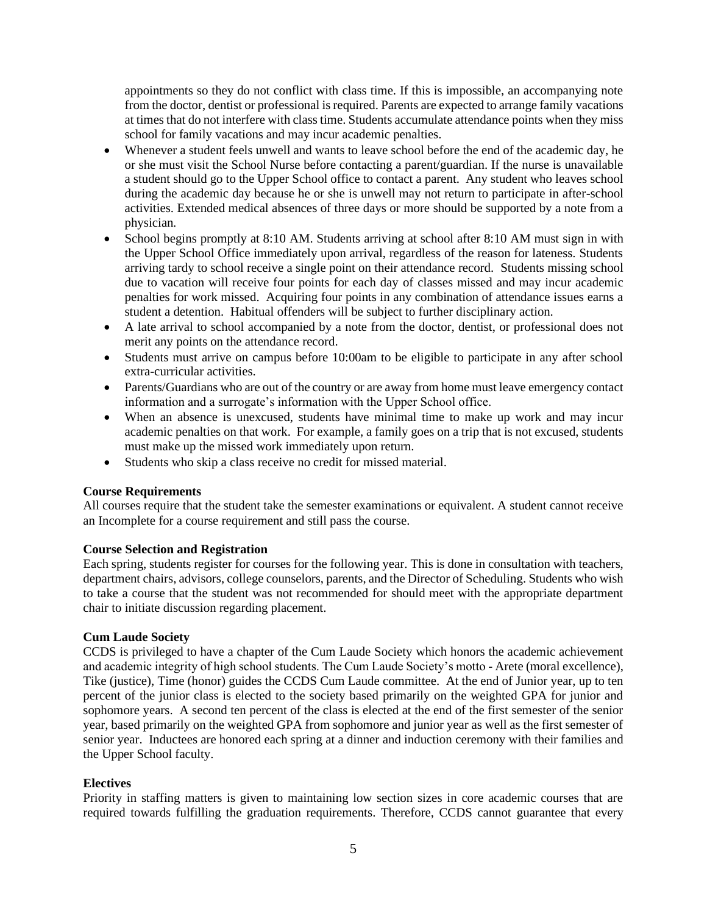appointments so they do not conflict with class time. If this is impossible, an accompanying note from the doctor, dentist or professional is required. Parents are expected to arrange family vacations at times that do not interfere with class time. Students accumulate attendance points when they miss school for family vacations and may incur academic penalties.

- Whenever a student feels unwell and wants to leave school before the end of the academic day, he or she must visit the School Nurse before contacting a parent/guardian. If the nurse is unavailable a student should go to the Upper School office to contact a parent. Any student who leaves school during the academic day because he or she is unwell may not return to participate in after-school activities. Extended medical absences of three days or more should be supported by a note from a physician.
- School begins promptly at 8:10 AM. Students arriving at school after 8:10 AM must sign in with the Upper School Office immediately upon arrival, regardless of the reason for lateness. Students arriving tardy to school receive a single point on their attendance record. Students missing school due to vacation will receive four points for each day of classes missed and may incur academic penalties for work missed. Acquiring four points in any combination of attendance issues earns a student a detention. Habitual offenders will be subject to further disciplinary action.
- A late arrival to school accompanied by a note from the doctor, dentist, or professional does not merit any points on the attendance record.
- Students must arrive on campus before 10:00am to be eligible to participate in any after school extra-curricular activities.
- Parents/Guardians who are out of the country or are away from home must leave emergency contact information and a surrogate's information with the Upper School office.
- When an absence is unexcused, students have minimal time to make up work and may incur academic penalties on that work. For example, a family goes on a trip that is not excused, students must make up the missed work immediately upon return.
- Students who skip a class receive no credit for missed material.

**Course Requirements**

All courses require that the student take the semester examinations or equivalent. A student cannot receive an Incomplete for a course requirement and still pass the course.

**Course Selection and Registration**

Each spring, students register for courses for the following year. This is done in consultation with teachers, department chairs, advisors, college counselors, parents, and the Director of Scheduling. Students who wish to take a course that the student was not recommended for should meet with the appropriate department chair to initiate discussion regarding placement.

**Cum Laude Society**

CCDS is privileged to have a chapter of the Cum Laude Society which honors the academic achievement and academic integrity of high school students. The Cum Laude Society's motto - Arete (moral excellence), Tike (justice), Time (honor) guides the CCDS Cum Laude committee. At the end of Junior year, up to ten percent of the junior class is elected to the society based primarily on the weighted GPA for junior and sophomore years. A second ten percent of the class is elected at the end of the first semester of the senior year, based primarily on the weighted GPA from sophomore and junior year as well as the first semester of senior year. Inductees are honored each spring at a dinner and induction ceremony with their families and the Upper School faculty.

**Electives**

Priority in staffing matters is given to maintaining low section sizes in core academic courses that are required towards fulfilling the graduation requirements. Therefore, CCDS cannot guarantee that every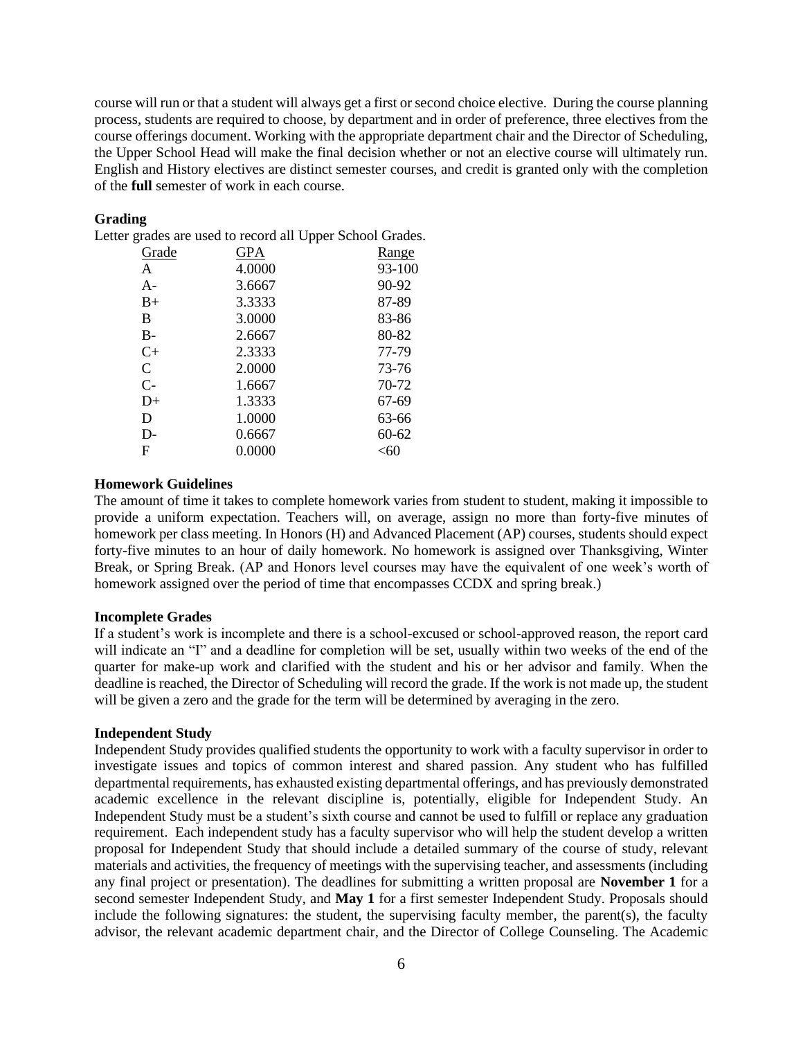course will run or that a student will always get a first or second choice elective. During the course planning process, students are required to choose, by department and in order of preference, three electives from the course offerings document. Working with the appropriate department chair and the Director of Scheduling, the Upper School Head will make the final decision whether or not an elective course will ultimately run. English and History electives are distinct semester courses, and credit is granted only with the completion of the **full** semester of work in each course.

**Grading**

Letter grades are used to record all Upper School Grades.

| Grade | GPA | Range |
|---|---|---|
| A | 4.0000 | 93-100 |
| A- | 3.6667 | 90-92 |
| B+ | 3.3333 | 87-89 |
| B | 3.0000 | 83-86 |
| B- | 2.6667 | 80-82 |
| C+ | 2.3333 | 77-79 |
| C | 2.0000 | 73-76 |
| C- | 1.6667 | 70-72 |
| D+ | 1.3333 | 67-69 |
| D | 1.0000 | 63-66 |
| D- | 0.6667 | 60-62 |
| F | 0.0000 | <60 |

**Homework Guidelines**

The amount of time it takes to complete homework varies from student to student, making it impossible to provide a uniform expectation. Teachers will, on average, assign no more than forty-five minutes of homework per class meeting. In Honors (H) and Advanced Placement (AP) courses, students should expect forty-five minutes to an hour of daily homework. No homework is assigned over Thanksgiving, Winter Break, or Spring Break. (AP and Honors level courses may have the equivalent of one week's worth of homework assigned over the period of time that encompasses CCDX and spring break.)

**Incomplete Grades**

If a student's work is incomplete and there is a school-excused or school-approved reason, the report card will indicate an "I" and a deadline for completion will be set, usually within two weeks of the end of the quarter for make-up work and clarified with the student and his or her advisor and family. When the deadline is reached, the Director of Scheduling will record the grade. If the work is not made up, the student will be given a zero and the grade for the term will be determined by averaging in the zero.

**Independent Study**

Independent Study provides qualified students the opportunity to work with a faculty supervisor in order to investigate issues and topics of common interest and shared passion. Any student who has fulfilled departmental requirements, has exhausted existing departmental offerings, and has previously demonstrated academic excellence in the relevant discipline is, potentially, eligible for Independent Study. An Independent Study must be a student's sixth course and cannot be used to fulfill or replace any graduation requirement. Each independent study has a faculty supervisor who will help the student develop a written proposal for Independent Study that should include a detailed summary of the course of study, relevant materials and activities, the frequency of meetings with the supervising teacher, and assessments (including any final project or presentation). The deadlines for submitting a written proposal are **November 1** for a second semester Independent Study, and **May 1** for a first semester Independent Study. Proposals should include the following signatures: the student, the supervising faculty member, the parent(s), the faculty advisor, the relevant academic department chair, and the Director of College Counseling. The Academic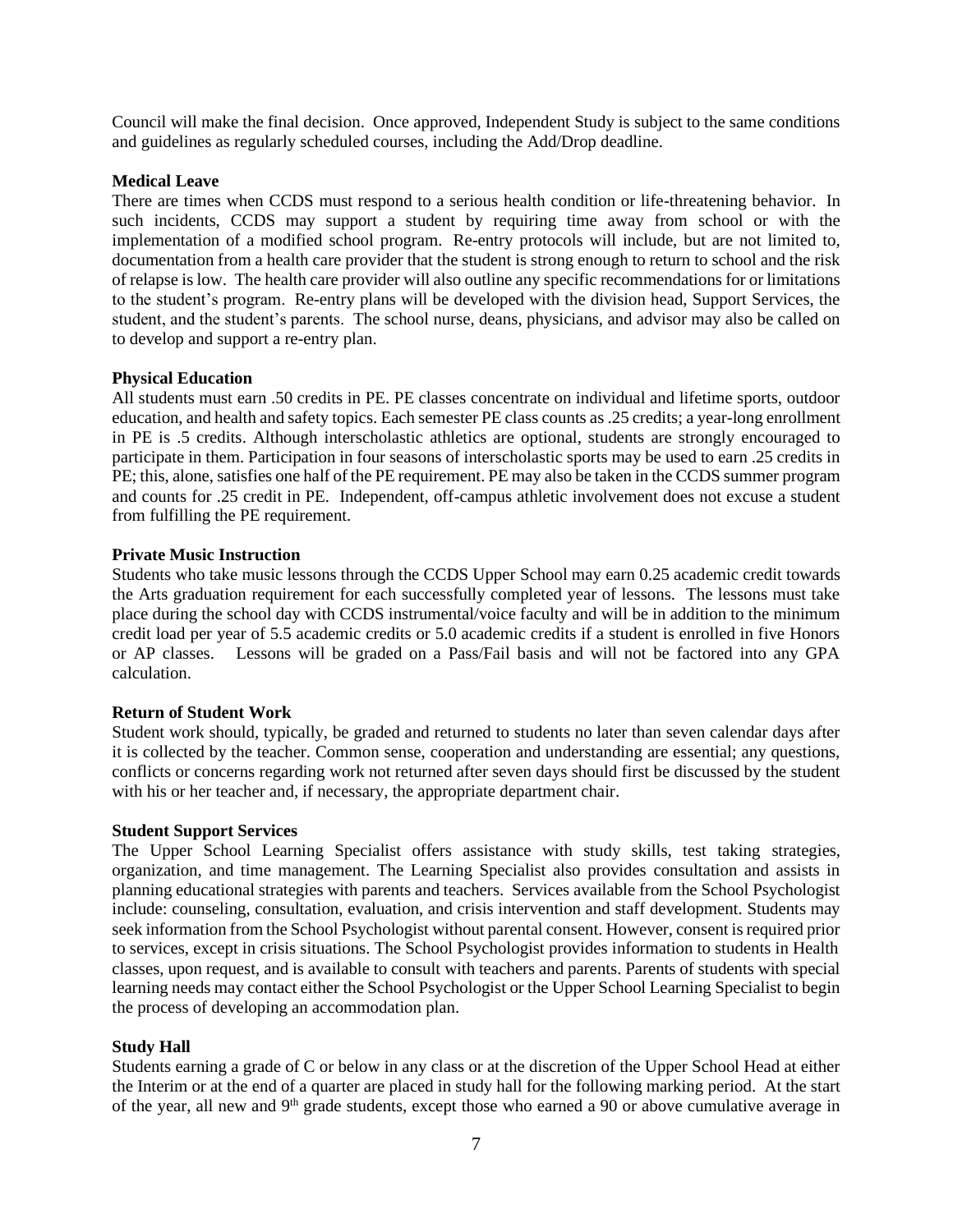Council will make the final decision. Once approved, Independent Study is subject to the same conditions and guidelines as regularly scheduled courses, including the Add/Drop deadline.

**Medical Leave**

There are times when CCDS must respond to a serious health condition or life-threatening behavior. In such incidents, CCDS may support a student by requiring time away from school or with the implementation of a modified school program. Re-entry protocols will include, but are not limited to, documentation from a health care provider that the student is strong enough to return to school and the risk of relapse is low. The health care provider will also outline any specific recommendations for or limitations to the student's program. Re-entry plans will be developed with the division head, Support Services, the student, and the student's parents. The school nurse, deans, physicians, and advisor may also be called on to develop and support a re-entry plan.

**Physical Education**

All students must earn .50 credits in PE. PE classes concentrate on individual and lifetime sports, outdoor education, and health and safety topics. Each semester PE class counts as .25 credits; a year-long enrollment in PE is .5 credits. Although interscholastic athletics are optional, students are strongly encouraged to participate in them. Participation in four seasons of interscholastic sports may be used to earn .25 credits in PE; this, alone, satisfies one half of the PE requirement. PE may also be taken in the CCDS summer program and counts for .25 credit in PE. Independent, off-campus athletic involvement does not excuse a student from fulfilling the PE requirement.

**Private Music Instruction**

Students who take music lessons through the CCDS Upper School may earn 0.25 academic credit towards the Arts graduation requirement for each successfully completed year of lessons. The lessons must take place during the school day with CCDS instrumental/voice faculty and will be in addition to the minimum credit load per year of 5.5 academic credits or 5.0 academic credits if a student is enrolled in five Honors or AP classes. Lessons will be graded on a Pass/Fail basis and will not be factored into any GPA calculation.

**Return of Student Work**

Student work should, typically, be graded and returned to students no later than seven calendar days after it is collected by the teacher. Common sense, cooperation and understanding are essential; any questions, conflicts or concerns regarding work not returned after seven days should first be discussed by the student with his or her teacher and, if necessary, the appropriate department chair.

**Student Support Services**

The Upper School Learning Specialist offers assistance with study skills, test taking strategies, organization, and time management. The Learning Specialist also provides consultation and assists in planning educational strategies with parents and teachers. Services available from the School Psychologist include: counseling, consultation, evaluation, and crisis intervention and staff development. Students may seek information from the School Psychologist without parental consent. However, consent is required prior to services, except in crisis situations. The School Psychologist provides information to students in Health classes, upon request, and is available to consult with teachers and parents. Parents of students with special learning needs may contact either the School Psychologist or the Upper School Learning Specialist to begin the process of developing an accommodation plan.

**Study Hall**

Students earning a grade of C or below in any class or at the discretion of the Upper School Head at either the Interim or at the end of a quarter are placed in study hall for the following marking period. At the start of the year, all new and 9th grade students, except those who earned a 90 or above cumulative average in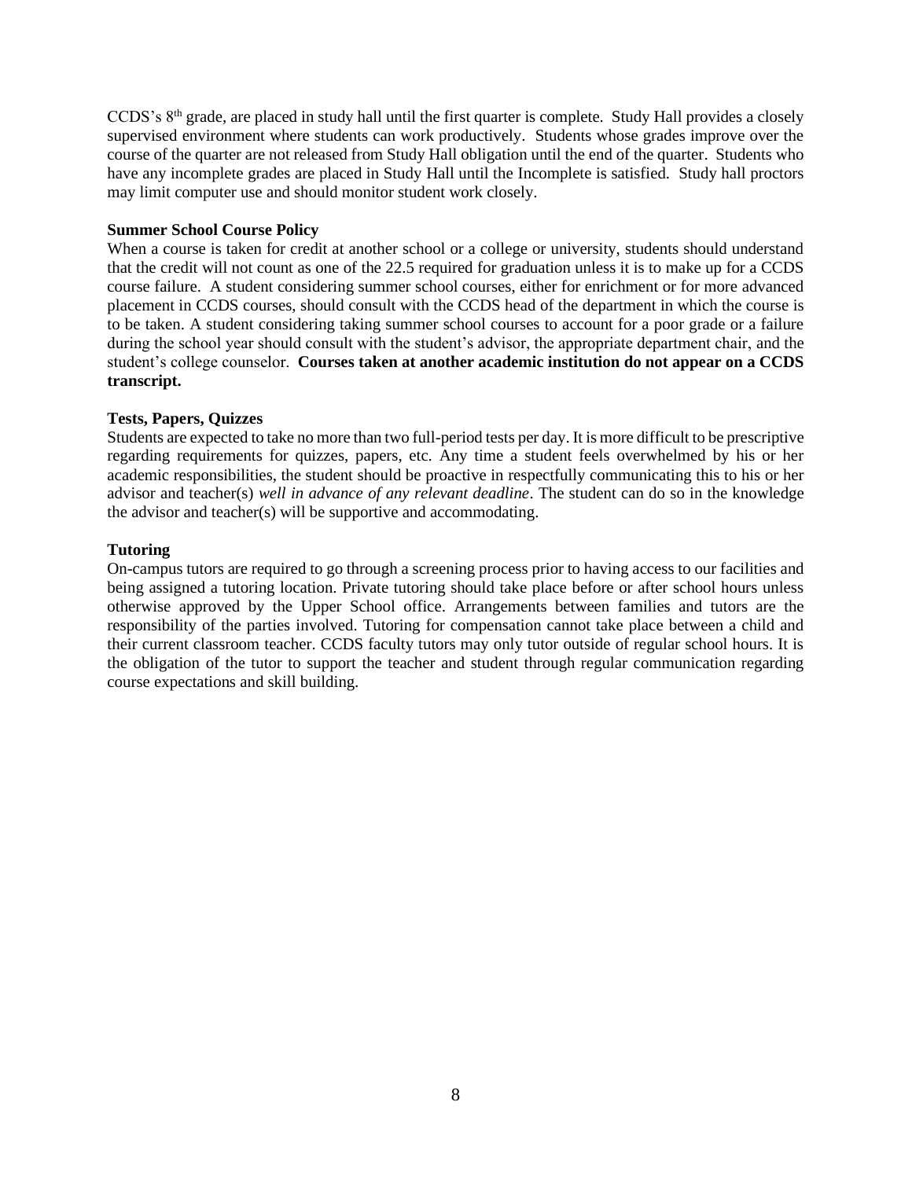CCDS's 8th grade, are placed in study hall until the first quarter is complete. Study Hall provides a closely supervised environment where students can work productively. Students whose grades improve over the course of the quarter are not released from Study Hall obligation until the end of the quarter. Students who have any incomplete grades are placed in Study Hall until the Incomplete is satisfied. Study hall proctors may limit computer use and should monitor student work closely.

**Summer School Course Policy**

When a course is taken for credit at another school or a college or university, students should understand that the credit will not count as one of the 22.5 required for graduation unless it is to make up for a CCDS course failure. A student considering summer school courses, either for enrichment or for more advanced placement in CCDS courses, should consult with the CCDS head of the department in which the course is to be taken. A student considering taking summer school courses to account for a poor grade or a failure during the school year should consult with the student's advisor, the appropriate department chair, and the student's college counselor. **Courses taken at another academic institution do not appear on a CCDS transcript.**

**Tests, Papers, Quizzes**

Students are expected to take no more than two full-period tests per day. It is more difficult to be prescriptive regarding requirements for quizzes, papers, etc. Any time a student feels overwhelmed by his or her academic responsibilities, the student should be proactive in respectfully communicating this to his or her advisor and teacher(s) *well in advance of any relevant deadline*. The student can do so in the knowledge the advisor and teacher(s) will be supportive and accommodating.

**Tutoring**

On-campus tutors are required to go through a screening process prior to having access to our facilities and being assigned a tutoring location. Private tutoring should take place before or after school hours unless otherwise approved by the Upper School office. Arrangements between families and tutors are the responsibility of the parties involved. Tutoring for compensation cannot take place between a child and their current classroom teacher. CCDS faculty tutors may only tutor outside of regular school hours. It is the obligation of the tutor to support the teacher and student through regular communication regarding course expectations and skill building.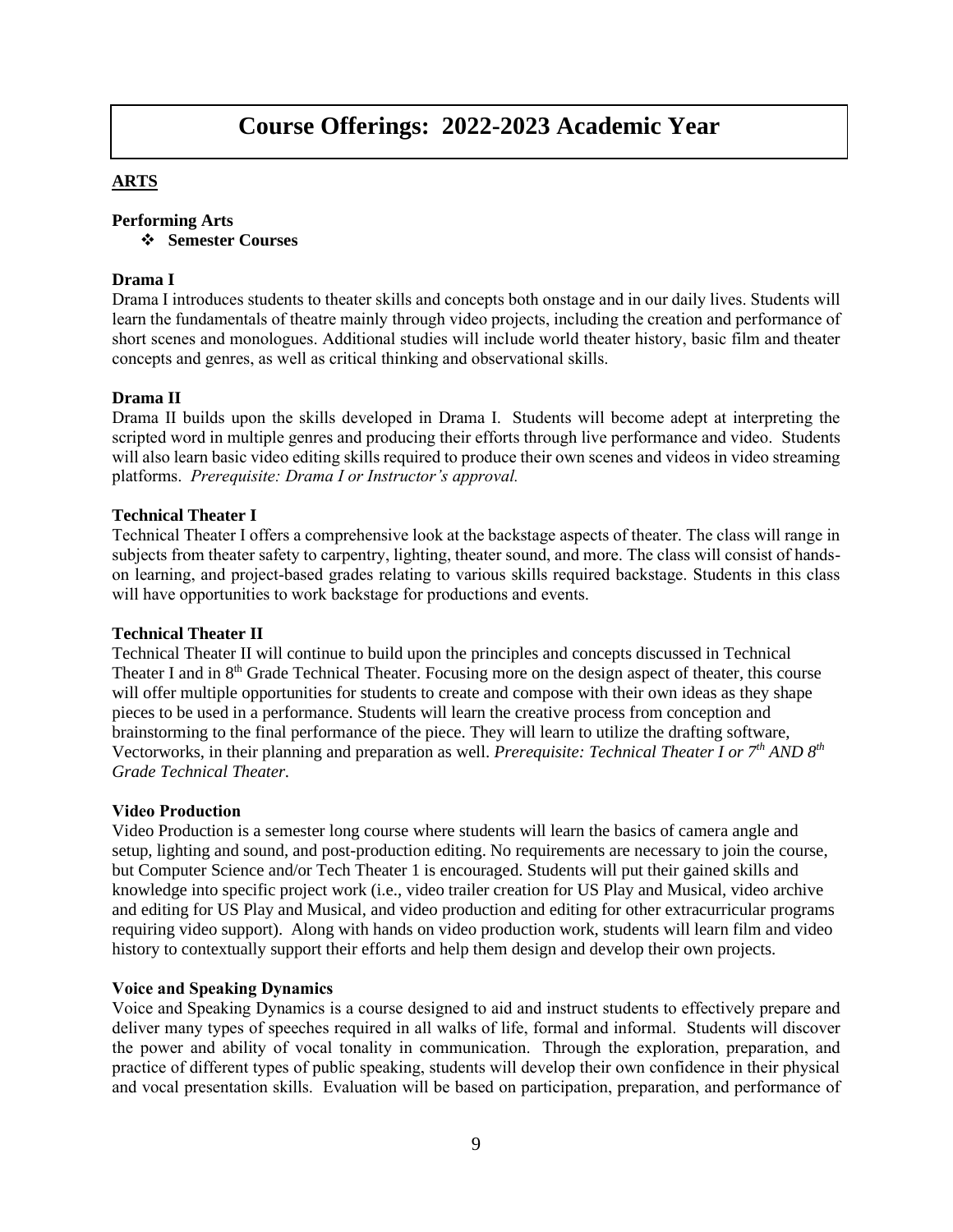# Course Offerings: 2022-2023 Academic Year

## ARTS

### Performing Arts

- **Semester Courses**

**Drama I**

Drama I introduces students to theater skills and concepts both onstage and in our daily lives. Students will learn the fundamentals of theatre mainly through video projects, including the creation and performance of short scenes and monologues. Additional studies will include world theater history, basic film and theater concepts and genres, as well as critical thinking and observational skills.

**Drama II**

Drama II builds upon the skills developed in Drama I. Students will become adept at interpreting the scripted word in multiple genres and producing their efforts through live performance and video. Students will also learn basic video editing skills required to produce their own scenes and videos in video streaming platforms. *Prerequisite: Drama I or Instructor's approval.*

**Technical Theater I**

Technical Theater I offers a comprehensive look at the backstage aspects of theater. The class will range in subjects from theater safety to carpentry, lighting, theater sound, and more. The class will consist of hands-on learning, and project-based grades relating to various skills required backstage. Students in this class will have opportunities to work backstage for productions and events.

**Technical Theater II**

Technical Theater II will continue to build upon the principles and concepts discussed in Technical Theater I and in 8th Grade Technical Theater. Focusing more on the design aspect of theater, this course will offer multiple opportunities for students to create and compose with their own ideas as they shape pieces to be used in a performance. Students will learn the creative process from conception and brainstorming to the final performance of the piece. They will learn to utilize the drafting software, Vectorworks, in their planning and preparation as well. *Prerequisite: Technical Theater I or 7th AND 8th Grade Technical Theater.*

**Video Production**

Video Production is a semester long course where students will learn the basics of camera angle and setup, lighting and sound, and post-production editing. No requirements are necessary to join the course, but Computer Science and/or Tech Theater 1 is encouraged. Students will put their gained skills and knowledge into specific project work (i.e., video trailer creation for US Play and Musical, video archive and editing for US Play and Musical, and video production and editing for other extracurricular programs requiring video support). Along with hands on video production work, students will learn film and video history to contextually support their efforts and help them design and develop their own projects.

**Voice and Speaking Dynamics**

Voice and Speaking Dynamics is a course designed to aid and instruct students to effectively prepare and deliver many types of speeches required in all walks of life, formal and informal. Students will discover the power and ability of vocal tonality in communication. Through the exploration, preparation, and practice of different types of public speaking, students will develop their own confidence in their physical and vocal presentation skills. Evaluation will be based on participation, preparation, and performance of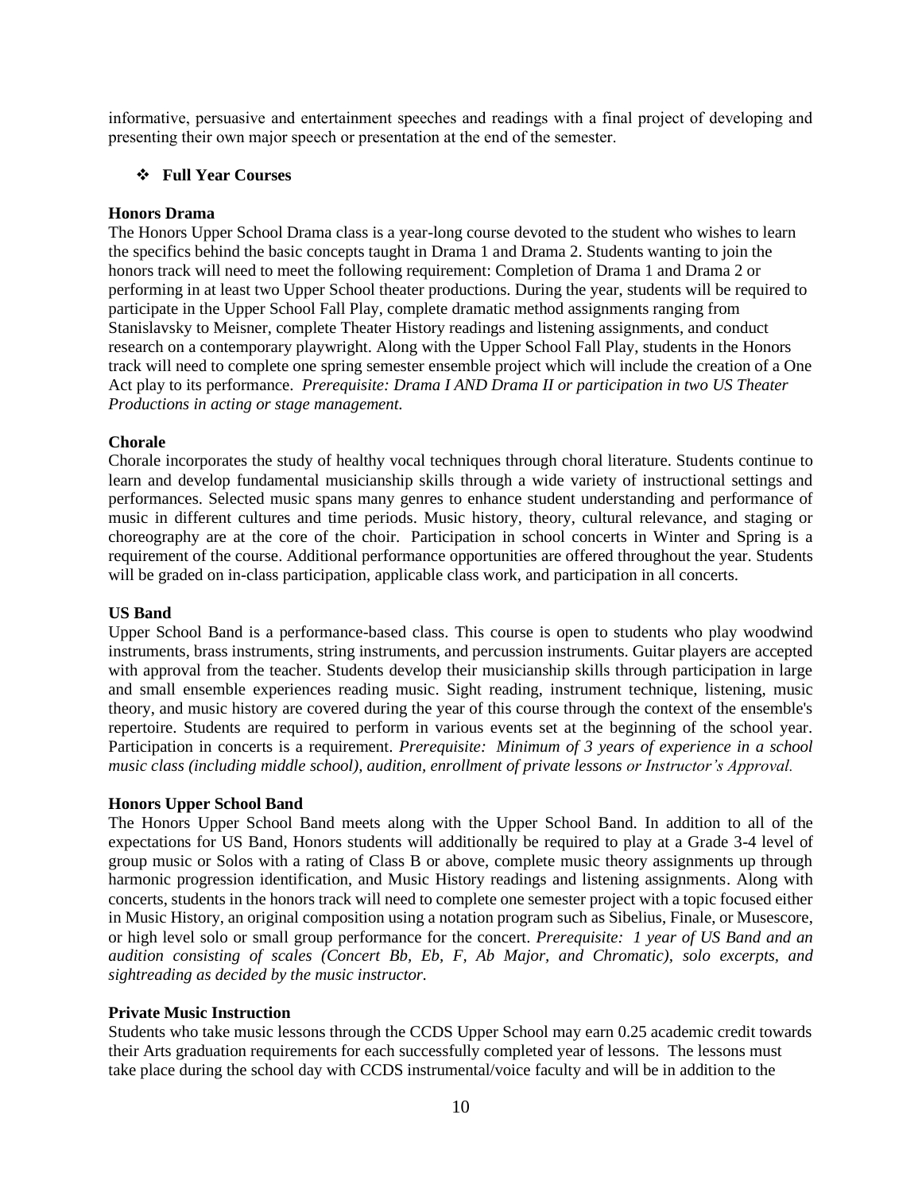informative, persuasive and entertainment speeches and readings with a final project of developing and presenting their own major speech or presentation at the end of the semester.

- **Full Year Courses**

**Honors Drama**

The Honors Upper School Drama class is a year-long course devoted to the student who wishes to learn the specifics behind the basic concepts taught in Drama 1 and Drama 2. Students wanting to join the honors track will need to meet the following requirement: Completion of Drama 1 and Drama 2 or performing in at least two Upper School theater productions. During the year, students will be required to participate in the Upper School Fall Play, complete dramatic method assignments ranging from Stanislavsky to Meisner, complete Theater History readings and listening assignments, and conduct research on a contemporary playwright. Along with the Upper School Fall Play, students in the Honors track will need to complete one spring semester ensemble project which will include the creation of a One Act play to its performance. *Prerequisite: Drama I AND Drama II or participation in two US Theater Productions in acting or stage management.*

**Chorale**

Chorale incorporates the study of healthy vocal techniques through choral literature. Students continue to learn and develop fundamental musicianship skills through a wide variety of instructional settings and performances. Selected music spans many genres to enhance student understanding and performance of music in different cultures and time periods. Music history, theory, cultural relevance, and staging or choreography are at the core of the choir. Participation in school concerts in Winter and Spring is a requirement of the course. Additional performance opportunities are offered throughout the year. Students will be graded on in-class participation, applicable class work, and participation in all concerts.

**US Band**

Upper School Band is a performance-based class. This course is open to students who play woodwind instruments, brass instruments, string instruments, and percussion instruments. Guitar players are accepted with approval from the teacher. Students develop their musicianship skills through participation in large and small ensemble experiences reading music. Sight reading, instrument technique, listening, music theory, and music history are covered during the year of this course through the context of the ensemble's repertoire. Students are required to perform in various events set at the beginning of the school year. Participation in concerts is a requirement. *Prerequisite: Minimum of 3 years of experience in a school music class (including middle school), audition, enrollment of private lessons or Instructor's Approval.*

**Honors Upper School Band**

The Honors Upper School Band meets along with the Upper School Band. In addition to all of the expectations for US Band, Honors students will additionally be required to play at a Grade 3-4 level of group music or Solos with a rating of Class B or above, complete music theory assignments up through harmonic progression identification, and Music History readings and listening assignments. Along with concerts, students in the honors track will need to complete one semester project with a topic focused either in Music History, an original composition using a notation program such as Sibelius, Finale, or Musescore, or high level solo or small group performance for the concert. *Prerequisite: 1 year of US Band and an audition consisting of scales (Concert Bb, Eb, F, Ab Major, and Chromatic), solo excerpts, and sightreading as decided by the music instructor.*

**Private Music Instruction**

Students who take music lessons through the CCDS Upper School may earn 0.25 academic credit towards their Arts graduation requirements for each successfully completed year of lessons. The lessons must take place during the school day with CCDS instrumental/voice faculty and will be in addition to the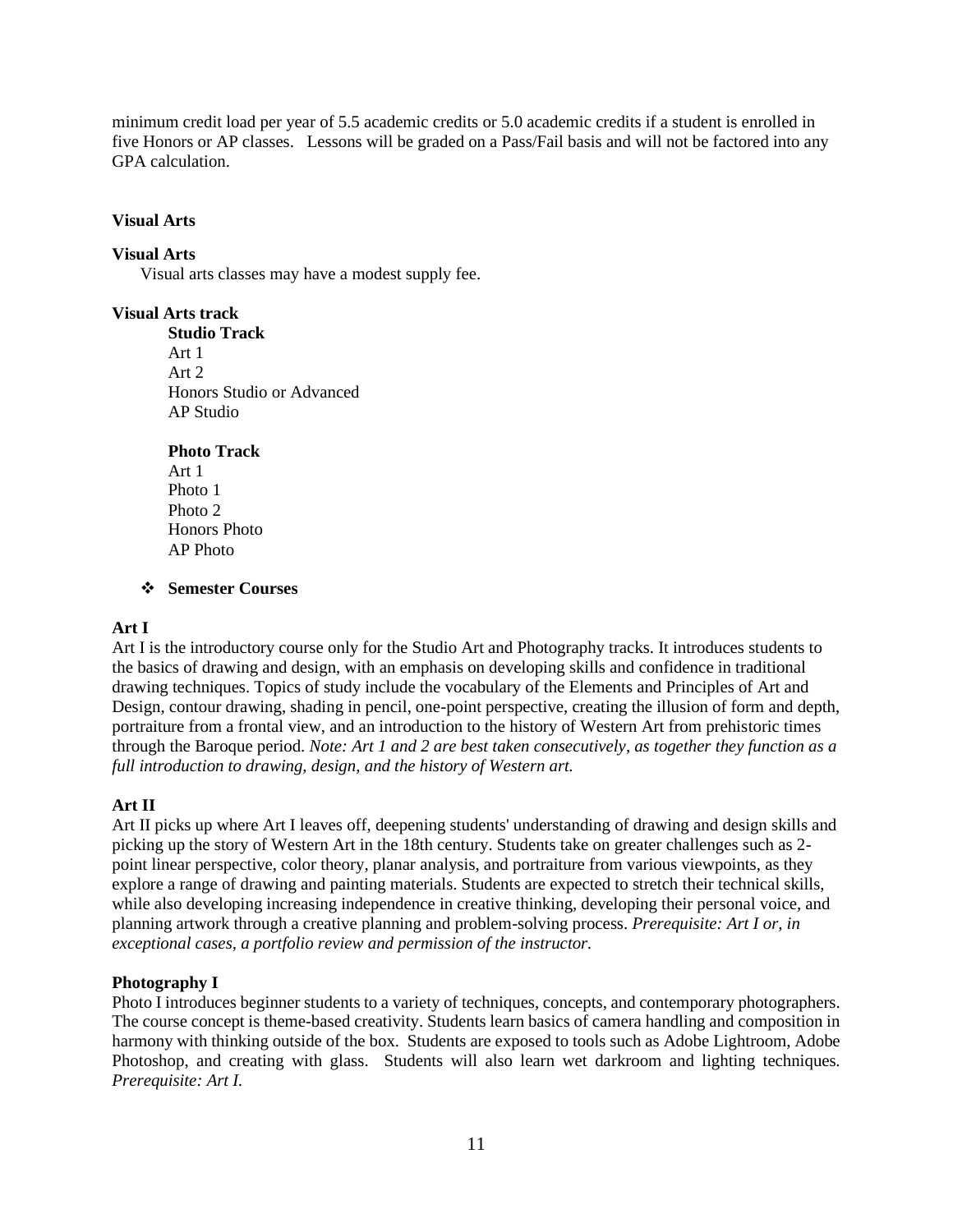minimum credit load per year of 5.5 academic credits or 5.0 academic credits if a student is enrolled in five Honors or AP classes. Lessons will be graded on a Pass/Fail basis and will not be factored into any GPA calculation.

## Visual Arts

**Visual Arts**

Visual arts classes may have a modest supply fee.

**Visual Arts track**

**Studio Track**
- Art 1
- Art 2
- Honors Studio or Advanced
- AP Studio

**Photo Track**
- Art 1
- Photo 1
- Photo 2
- Honors Photo
- AP Photo

- **Semester Courses**

### Art I

Art I is the introductory course only for the Studio Art and Photography tracks. It introduces students to the basics of drawing and design, with an emphasis on developing skills and confidence in traditional drawing techniques. Topics of study include the vocabulary of the Elements and Principles of Art and Design, contour drawing, shading in pencil, one-point perspective, creating the illusion of form and depth, portraiture from a frontal view, and an introduction to the history of Western Art from prehistoric times through the Baroque period. *Note: Art 1 and 2 are best taken consecutively, as together they function as a full introduction to drawing, design, and the history of Western art.*

### Art II

Art II picks up where Art I leaves off, deepening students' understanding of drawing and design skills and picking up the story of Western Art in the 18th century. Students take on greater challenges such as 2-point linear perspective, color theory, planar analysis, and portraiture from various viewpoints, as they explore a range of drawing and painting materials. Students are expected to stretch their technical skills, while also developing increasing independence in creative thinking, developing their personal voice, and planning artwork through a creative planning and problem-solving process. *Prerequisite: Art I or, in exceptional cases, a portfolio review and permission of the instructor.*

### Photography I

Photo I introduces beginner students to a variety of techniques, concepts, and contemporary photographers. The course concept is theme-based creativity. Students learn basics of camera handling and composition in harmony with thinking outside of the box. Students are exposed to tools such as Adobe Lightroom, Adobe Photoshop, and creating with glass. Students will also learn wet darkroom and lighting techniques. *Prerequisite: Art I.*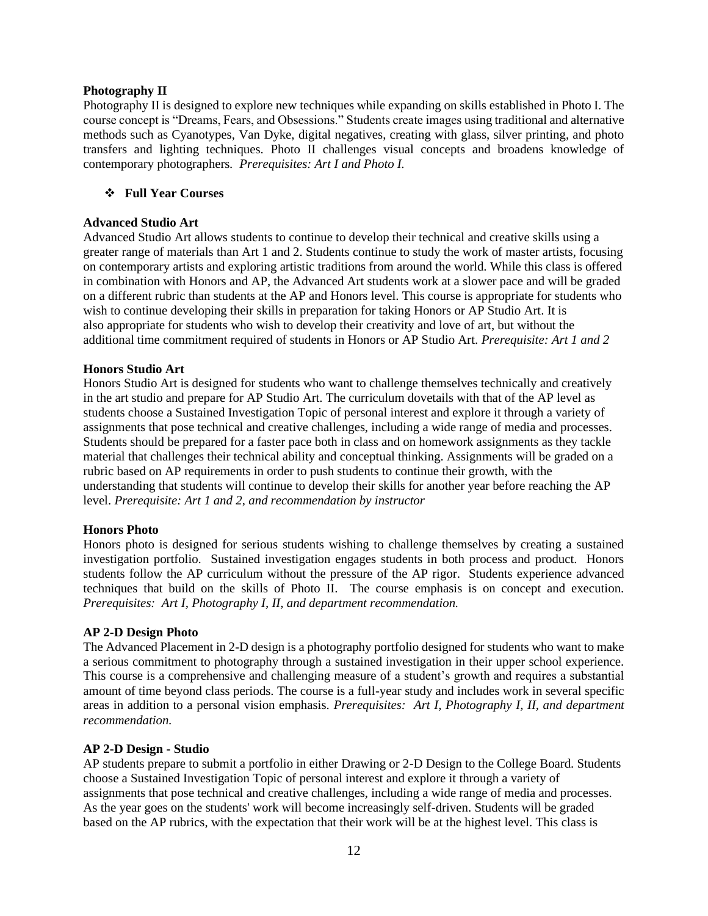**Photography II**

Photography II is designed to explore new techniques while expanding on skills established in Photo I. The course concept is "Dreams, Fears, and Obsessions." Students create images using traditional and alternative methods such as Cyanotypes, Van Dyke, digital negatives, creating with glass, silver printing, and photo transfers and lighting techniques. Photo II challenges visual concepts and broadens knowledge of contemporary photographers. *Prerequisites: Art I and Photo I.*

- **Full Year Courses**

**Advanced Studio Art**

Advanced Studio Art allows students to continue to develop their technical and creative skills using a greater range of materials than Art 1 and 2. Students continue to study the work of master artists, focusing on contemporary artists and exploring artistic traditions from around the world. While this class is offered in combination with Honors and AP, the Advanced Art students work at a slower pace and will be graded on a different rubric than students at the AP and Honors level. This course is appropriate for students who wish to continue developing their skills in preparation for taking Honors or AP Studio Art. It is also appropriate for students who wish to develop their creativity and love of art, but without the additional time commitment required of students in Honors or AP Studio Art. *Prerequisite: Art 1 and 2*

**Honors Studio Art**

Honors Studio Art is designed for students who want to challenge themselves technically and creatively in the art studio and prepare for AP Studio Art. The curriculum dovetails with that of the AP level as students choose a Sustained Investigation Topic of personal interest and explore it through a variety of assignments that pose technical and creative challenges, including a wide range of media and processes. Students should be prepared for a faster pace both in class and on homework assignments as they tackle material that challenges their technical ability and conceptual thinking. Assignments will be graded on a rubric based on AP requirements in order to push students to continue their growth, with the understanding that students will continue to develop their skills for another year before reaching the AP level. *Prerequisite: Art 1 and 2, and recommendation by instructor*

**Honors Photo**

Honors photo is designed for serious students wishing to challenge themselves by creating a sustained investigation portfolio. Sustained investigation engages students in both process and product. Honors students follow the AP curriculum without the pressure of the AP rigor. Students experience advanced techniques that build on the skills of Photo II. The course emphasis is on concept and execution. *Prerequisites: Art I, Photography I, II, and department recommendation.*

**AP 2-D Design Photo**

The Advanced Placement in 2-D design is a photography portfolio designed for students who want to make a serious commitment to photography through a sustained investigation in their upper school experience. This course is a comprehensive and challenging measure of a student's growth and requires a substantial amount of time beyond class periods. The course is a full-year study and includes work in several specific areas in addition to a personal vision emphasis. *Prerequisites: Art I, Photography I, II, and department recommendation.*

**AP 2-D Design - Studio**

AP students prepare to submit a portfolio in either Drawing or 2-D Design to the College Board. Students choose a Sustained Investigation Topic of personal interest and explore it through a variety of assignments that pose technical and creative challenges, including a wide range of media and processes. As the year goes on the students' work will become increasingly self-driven. Students will be graded based on the AP rubrics, with the expectation that their work will be at the highest level. This class is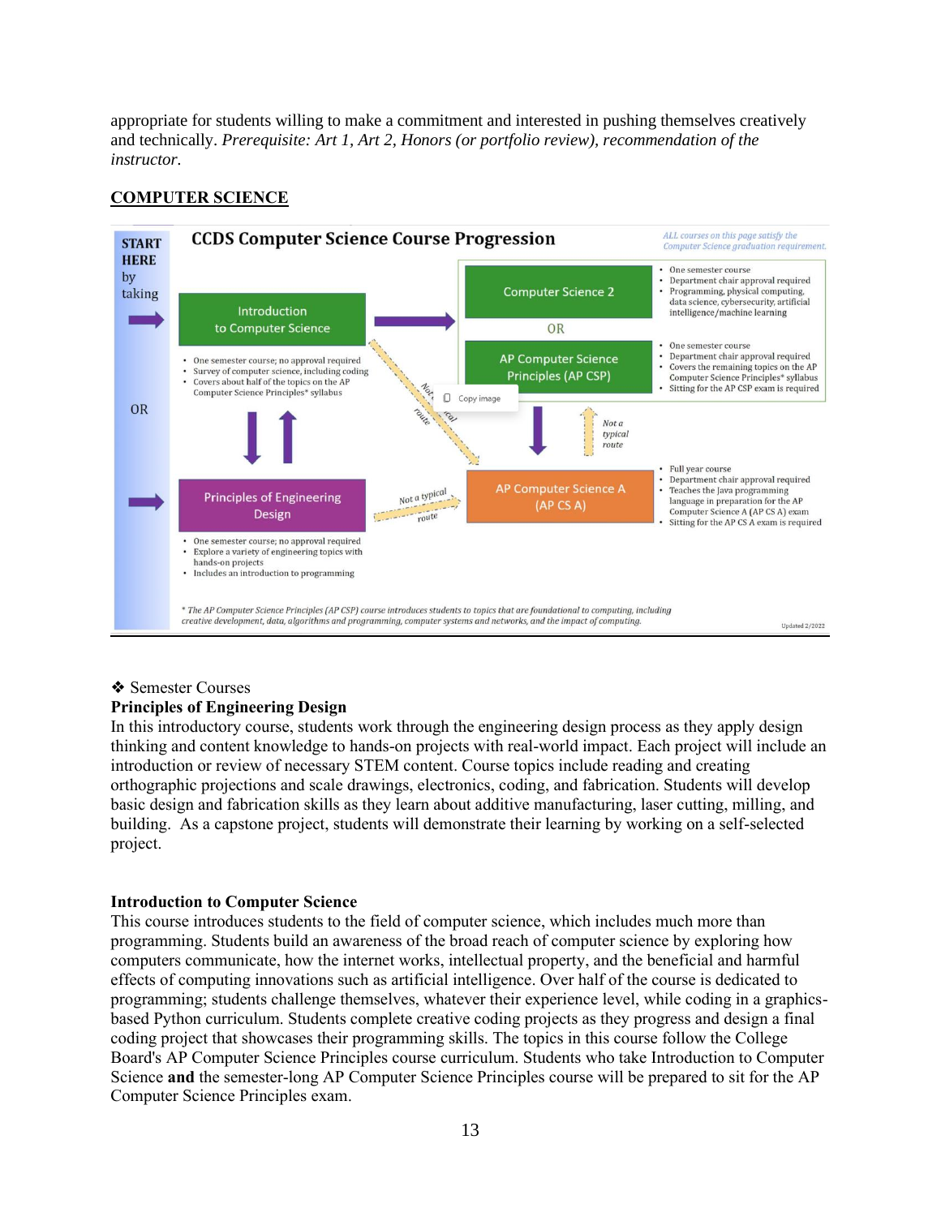appropriate for students willing to make a commitment and interested in pushing themselves creatively and technically. *Prerequisite: Art 1, Art 2, Honors (or portfolio review), recommendation of the instructor.*

## COMPUTER SCIENCE

**START HERE** by taking

### CCDS Computer Science Course Progression

*ALL courses on this page satisfy the Computer Science graduation requirement.*

**Introduction to Computer Science**
- One semester course; no approval required
- Survey of computer science, including coding
- Covers about half of the topics on the AP Computer Science Principles* syllabus

OR

**Principles of Engineering Design**
- One semester course; no approval required
- Explore a variety of engineering topics with hands-on projects
- Includes an introduction to programming

**Computer Science 2**
- One semester course
- Department chair approval required
- Programming, physical computing, data science, cybersecurity, artificial intelligence/machine learning

OR

**AP Computer Science Principles (AP CSP)**
- One semester course
- Department chair approval required
- Covers the remaining topics on the AP Computer Science Principles* syllabus
- Sitting for the AP CSP exam is required

**AP Computer Science A (AP CS A)**
- Full year course
- Department chair approval required
- Teaches the Java programming language in preparation for the AP Computer Science A (AP CS A) exam
- Sitting for the AP CS A exam is required

Not a typical route

\* *The AP Computer Science Principles (AP CSP) course introduces students to topics that are foundational to computing, including creative development, data, algorithms and programming, computer systems and networks, and the impact of computing.*

Updated 2/2022

❖ Semester Courses

**Principles of Engineering Design**

In this introductory course, students work through the engineering design process as they apply design thinking and content knowledge to hands-on projects with real-world impact. Each project will include an introduction or review of necessary STEM content. Course topics include reading and creating orthographic projections and scale drawings, electronics, coding, and fabrication. Students will develop basic design and fabrication skills as they learn about additive manufacturing, laser cutting, milling, and building. As a capstone project, students will demonstrate their learning by working on a self-selected project.

**Introduction to Computer Science**

This course introduces students to the field of computer science, which includes much more than programming. Students build an awareness of the broad reach of computer science by exploring how computers communicate, how the internet works, intellectual property, and the beneficial and harmful effects of computing innovations such as artificial intelligence. Over half of the course is dedicated to programming; students challenge themselves, whatever their experience level, while coding in a graphics-based Python curriculum. Students complete creative coding projects as they progress and design a final coding project that showcases their programming skills. The topics in this course follow the College Board's AP Computer Science Principles course curriculum. Students who take Introduction to Computer Science **and** the semester-long AP Computer Science Principles course will be prepared to sit for the AP Computer Science Principles exam.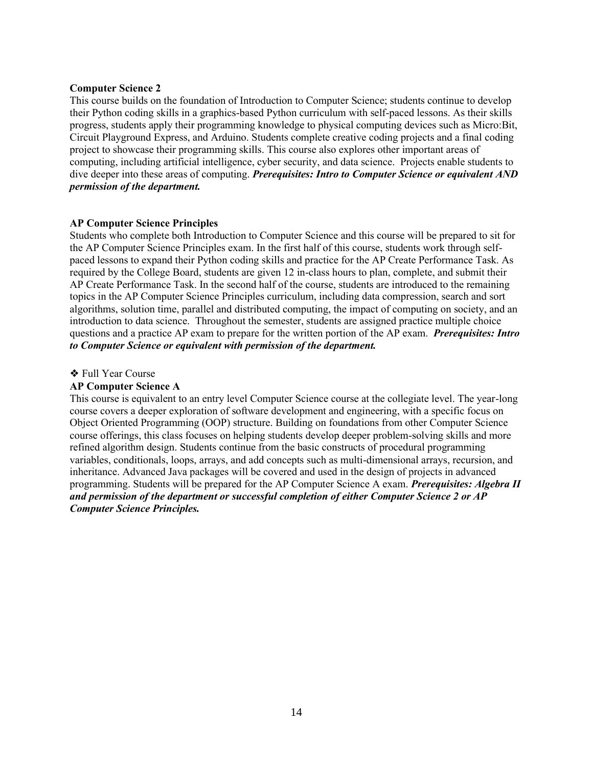**Computer Science 2**

This course builds on the foundation of Introduction to Computer Science; students continue to develop their Python coding skills in a graphics-based Python curriculum with self-paced lessons. As their skills progress, students apply their programming knowledge to physical computing devices such as Micro:Bit, Circuit Playground Express, and Arduino. Students complete creative coding projects and a final coding project to showcase their programming skills. This course also explores other important areas of computing, including artificial intelligence, cyber security, and data science. Projects enable students to dive deeper into these areas of computing. ***Prerequisites: Intro to Computer Science or equivalent AND permission of the department.***

**AP Computer Science Principles**

Students who complete both Introduction to Computer Science and this course will be prepared to sit for the AP Computer Science Principles exam. In the first half of this course, students work through self-paced lessons to expand their Python coding skills and practice for the AP Create Performance Task. As required by the College Board, students are given 12 in-class hours to plan, complete, and submit their AP Create Performance Task. In the second half of the course, students are introduced to the remaining topics in the AP Computer Science Principles curriculum, including data compression, search and sort algorithms, solution time, parallel and distributed computing, the impact of computing on society, and an introduction to data science. Throughout the semester, students are assigned practice multiple choice questions and a practice AP exam to prepare for the written portion of the AP exam. ***Prerequisites: Intro to Computer Science or equivalent with permission of the department.***

❖ Full Year Course

**AP Computer Science A**

This course is equivalent to an entry level Computer Science course at the collegiate level. The year-long course covers a deeper exploration of software development and engineering, with a specific focus on Object Oriented Programming (OOP) structure. Building on foundations from other Computer Science course offerings, this class focuses on helping students develop deeper problem-solving skills and more refined algorithm design. Students continue from the basic constructs of procedural programming variables, conditionals, loops, arrays, and add concepts such as multi-dimensional arrays, recursion, and inheritance. Advanced Java packages will be covered and used in the design of projects in advanced programming. Students will be prepared for the AP Computer Science A exam. ***Prerequisites: Algebra II and permission of the department or successful completion of either Computer Science 2 or AP Computer Science Principles.***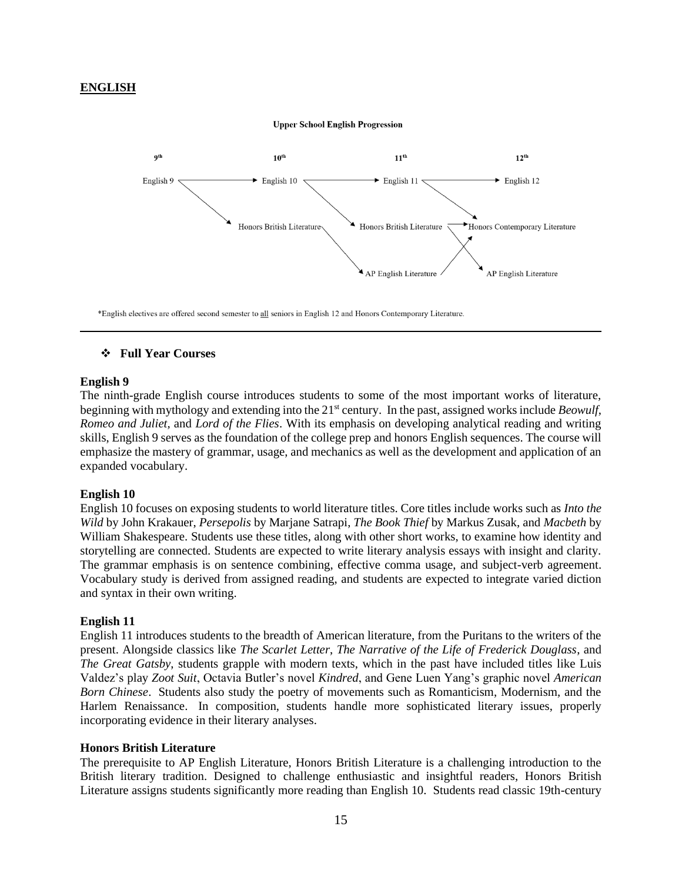## ENGLISH

**Upper School English Progression**

| 9th | 10th | 11th | 12th |
|---|---|---|---|
| English 9 | English 10 | English 11 | English 12 |
| | Honors British Literature | Honors British Literature | Honors Contemporary Literature |
| | | AP English Literature | AP English Literature |

*English electives are offered second semester to all seniors in English 12 and Honors Contemporary Literature.

---

### ❖ Full Year Courses

**English 9**

The ninth-grade English course introduces students to some of the most important works of literature, beginning with mythology and extending into the 21st century. In the past, assigned works include *Beowulf*, *Romeo and Juliet*, and *Lord of the Flies*. With its emphasis on developing analytical reading and writing skills, English 9 serves as the foundation of the college prep and honors English sequences. The course will emphasize the mastery of grammar, usage, and mechanics as well as the development and application of an expanded vocabulary.

**English 10**

English 10 focuses on exposing students to world literature titles. Core titles include works such as *Into the Wild* by John Krakauer, *Persepolis* by Marjane Satrapi, *The Book Thief* by Markus Zusak, and *Macbeth* by William Shakespeare. Students use these titles, along with other short works, to examine how identity and storytelling are connected. Students are expected to write literary analysis essays with insight and clarity. The grammar emphasis is on sentence combining, effective comma usage, and subject-verb agreement. Vocabulary study is derived from assigned reading, and students are expected to integrate varied diction and syntax in their own writing.

**English 11**

English 11 introduces students to the breadth of American literature, from the Puritans to the writers of the present. Alongside classics like *The Scarlet Letter*, *The Narrative of the Life of Frederick Douglass*, and *The Great Gatsby*, students grapple with modern texts, which in the past have included titles like Luis Valdez's play *Zoot Suit*, Octavia Butler's novel *Kindred*, and Gene Luen Yang's graphic novel *American Born Chinese*. Students also study the poetry of movements such as Romanticism, Modernism, and the Harlem Renaissance. In composition, students handle more sophisticated literary issues, properly incorporating evidence in their literary analyses.

**Honors British Literature**

The prerequisite to AP English Literature, Honors British Literature is a challenging introduction to the British literary tradition. Designed to challenge enthusiastic and insightful readers, Honors British Literature assigns students significantly more reading than English 10. Students read classic 19th-century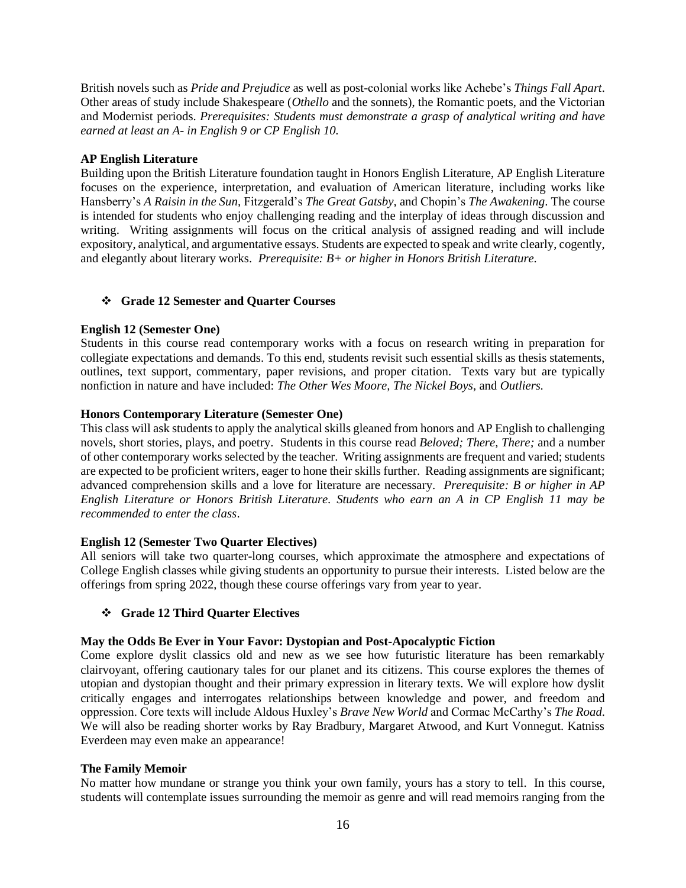British novels such as *Pride and Prejudice* as well as post-colonial works like Achebe's *Things Fall Apart*. Other areas of study include Shakespeare (*Othello* and the sonnets), the Romantic poets, and the Victorian and Modernist periods. *Prerequisites: Students must demonstrate a grasp of analytical writing and have earned at least an A- in English 9 or CP English 10.*

**AP English Literature**

Building upon the British Literature foundation taught in Honors English Literature, AP English Literature focuses on the experience, interpretation, and evaluation of American literature, including works like Hansberry's *A Raisin in the Sun*, Fitzgerald's *The Great Gatsby*, and Chopin's *The Awakening*. The course is intended for students who enjoy challenging reading and the interplay of ideas through discussion and writing. Writing assignments will focus on the critical analysis of assigned reading and will include expository, analytical, and argumentative essays. Students are expected to speak and write clearly, cogently, and elegantly about literary works. *Prerequisite: B+ or higher in Honors British Literature.*

- **Grade 12 Semester and Quarter Courses**

**English 12 (Semester One)**

Students in this course read contemporary works with a focus on research writing in preparation for collegiate expectations and demands. To this end, students revisit such essential skills as thesis statements, outlines, text support, commentary, paper revisions, and proper citation. Texts vary but are typically nonfiction in nature and have included: *The Other Wes Moore*, *The Nickel Boys*, and *Outliers.*

**Honors Contemporary Literature (Semester One)**

This class will ask students to apply the analytical skills gleaned from honors and AP English to challenging novels, short stories, plays, and poetry. Students in this course read *Beloved; There, There;* and a number of other contemporary works selected by the teacher. Writing assignments are frequent and varied; students are expected to be proficient writers, eager to hone their skills further. Reading assignments are significant; advanced comprehension skills and a love for literature are necessary. *Prerequisite: B or higher in AP English Literature or Honors British Literature. Students who earn an A in CP English 11 may be recommended to enter the class*.

**English 12 (Semester Two Quarter Electives)**

All seniors will take two quarter-long courses, which approximate the atmosphere and expectations of College English classes while giving students an opportunity to pursue their interests. Listed below are the offerings from spring 2022, though these course offerings vary from year to year.

- **Grade 12 Third Quarter Electives**

**May the Odds Be Ever in Your Favor: Dystopian and Post-Apocalyptic Fiction**

Come explore dyslit classics old and new as we see how futuristic literature has been remarkably clairvoyant, offering cautionary tales for our planet and its citizens. This course explores the themes of utopian and dystopian thought and their primary expression in literary texts. We will explore how dyslit critically engages and interrogates relationships between knowledge and power, and freedom and oppression. Core texts will include Aldous Huxley's *Brave New World* and Cormac McCarthy's *The Road*. We will also be reading shorter works by Ray Bradbury, Margaret Atwood, and Kurt Vonnegut. Katniss Everdeen may even make an appearance!

**The Family Memoir**

No matter how mundane or strange you think your own family, yours has a story to tell. In this course, students will contemplate issues surrounding the memoir as genre and will read memoirs ranging from the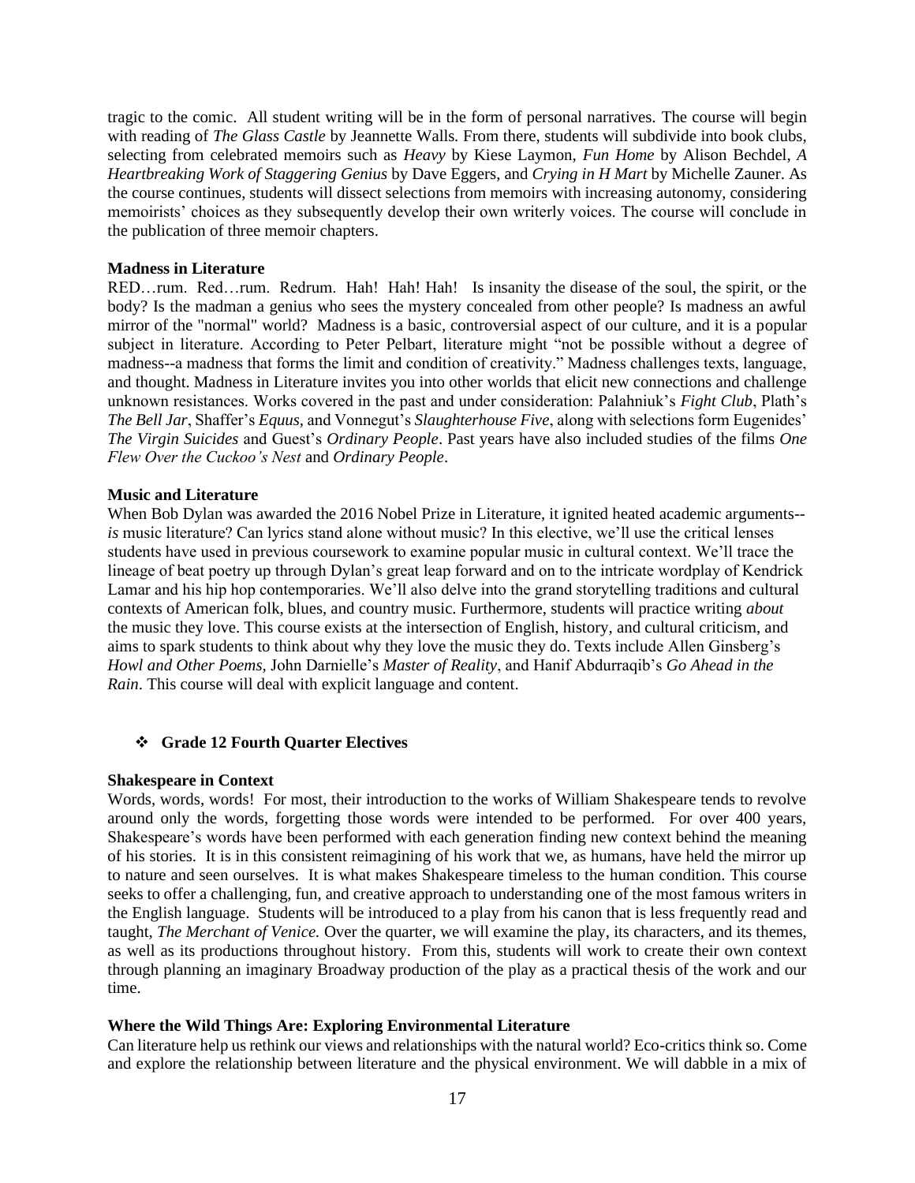tragic to the comic. All student writing will be in the form of personal narratives. The course will begin with reading of *The Glass Castle* by Jeannette Walls. From there, students will subdivide into book clubs, selecting from celebrated memoirs such as *Heavy* by Kiese Laymon, *Fun Home* by Alison Bechdel, *A Heartbreaking Work of Staggering Genius* by Dave Eggers, and *Crying in H Mart* by Michelle Zauner. As the course continues, students will dissect selections from memoirs with increasing autonomy, considering memoirists' choices as they subsequently develop their own writerly voices. The course will conclude in the publication of three memoir chapters.

**Madness in Literature**

RED…rum. Red…rum. Redrum. Hah! Hah! Hah! Is insanity the disease of the soul, the spirit, or the body? Is the madman a genius who sees the mystery concealed from other people? Is madness an awful mirror of the "normal" world? Madness is a basic, controversial aspect of our culture, and it is a popular subject in literature. According to Peter Pelbart, literature might "not be possible without a degree of madness--a madness that forms the limit and condition of creativity." Madness challenges texts, language, and thought. Madness in Literature invites you into other worlds that elicit new connections and challenge unknown resistances. Works covered in the past and under consideration: Palahniuk's *Fight Club*, Plath's *The Bell Jar*, Shaffer's *Equus,* and Vonnegut's *Slaughterhouse Five*, along with selections form Eugenides' *The Virgin Suicides* and Guest's *Ordinary People*. Past years have also included studies of the films *One Flew Over the Cuckoo's Nest* and *Ordinary People*.

**Music and Literature**

When Bob Dylan was awarded the 2016 Nobel Prize in Literature, it ignited heated academic arguments--*is* music literature? Can lyrics stand alone without music? In this elective, we'll use the critical lenses students have used in previous coursework to examine popular music in cultural context. We'll trace the lineage of beat poetry up through Dylan's great leap forward and on to the intricate wordplay of Kendrick Lamar and his hip hop contemporaries. We'll also delve into the grand storytelling traditions and cultural contexts of American folk, blues, and country music. Furthermore, students will practice writing *about* the music they love. This course exists at the intersection of English, history, and cultural criticism, and aims to spark students to think about why they love the music they do. Texts include Allen Ginsberg's *Howl and Other Poems*, John Darnielle's *Master of Reality*, and Hanif Abdurraqib's *Go Ahead in the Rain*. This course will deal with explicit language and content.

- **Grade 12 Fourth Quarter Electives**

**Shakespeare in Context**

Words, words, words! For most, their introduction to the works of William Shakespeare tends to revolve around only the words, forgetting those words were intended to be performed. For over 400 years, Shakespeare's words have been performed with each generation finding new context behind the meaning of his stories. It is in this consistent reimagining of his work that we, as humans, have held the mirror up to nature and seen ourselves. It is what makes Shakespeare timeless to the human condition. This course seeks to offer a challenging, fun, and creative approach to understanding one of the most famous writers in the English language. Students will be introduced to a play from his canon that is less frequently read and taught, *The Merchant of Venice.* Over the quarter, we will examine the play, its characters, and its themes, as well as its productions throughout history. From this, students will work to create their own context through planning an imaginary Broadway production of the play as a practical thesis of the work and our time.

**Where the Wild Things Are: Exploring Environmental Literature**

Can literature help us rethink our views and relationships with the natural world? Eco-critics think so. Come and explore the relationship between literature and the physical environment. We will dabble in a mix of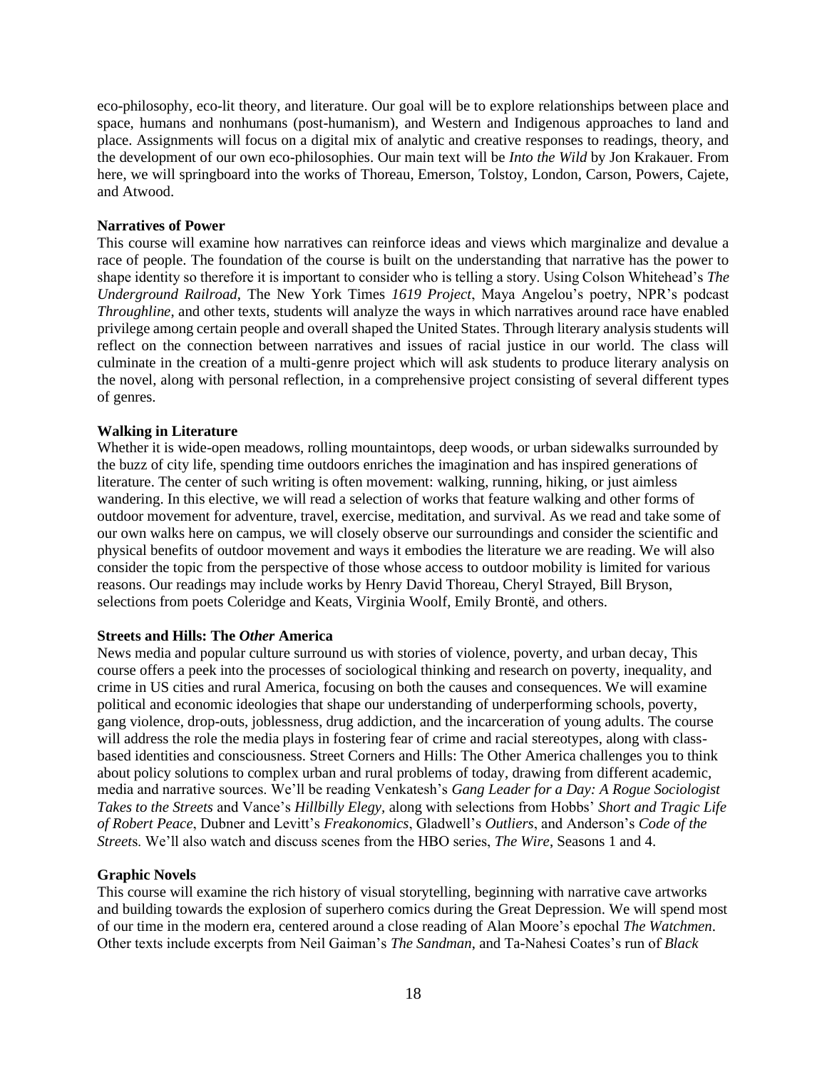eco-philosophy, eco-lit theory, and literature. Our goal will be to explore relationships between place and space, humans and nonhumans (post-humanism), and Western and Indigenous approaches to land and place. Assignments will focus on a digital mix of analytic and creative responses to readings, theory, and the development of our own eco-philosophies. Our main text will be *Into the Wild* by Jon Krakauer. From here, we will springboard into the works of Thoreau, Emerson, Tolstoy, London, Carson, Powers, Cajete, and Atwood.

**Narratives of Power**

This course will examine how narratives can reinforce ideas and views which marginalize and devalue a race of people. The foundation of the course is built on the understanding that narrative has the power to shape identity so therefore it is important to consider who is telling a story. Using Colson Whitehead's *The Underground Railroad*, The New York Times *1619 Project*, Maya Angelou's poetry, NPR's podcast *Throughline*, and other texts, students will analyze the ways in which narratives around race have enabled privilege among certain people and overall shaped the United States. Through literary analysis students will reflect on the connection between narratives and issues of racial justice in our world. The class will culminate in the creation of a multi-genre project which will ask students to produce literary analysis on the novel, along with personal reflection, in a comprehensive project consisting of several different types of genres.

**Walking in Literature**

Whether it is wide-open meadows, rolling mountaintops, deep woods, or urban sidewalks surrounded by the buzz of city life, spending time outdoors enriches the imagination and has inspired generations of literature. The center of such writing is often movement: walking, running, hiking, or just aimless wandering. In this elective, we will read a selection of works that feature walking and other forms of outdoor movement for adventure, travel, exercise, meditation, and survival. As we read and take some of our own walks here on campus, we will closely observe our surroundings and consider the scientific and physical benefits of outdoor movement and ways it embodies the literature we are reading. We will also consider the topic from the perspective of those whose access to outdoor mobility is limited for various reasons. Our readings may include works by Henry David Thoreau, Cheryl Strayed, Bill Bryson, selections from poets Coleridge and Keats, Virginia Woolf, Emily Brontë, and others.

**Streets and Hills: The *Other* America**

News media and popular culture surround us with stories of violence, poverty, and urban decay, This course offers a peek into the processes of sociological thinking and research on poverty, inequality, and crime in US cities and rural America, focusing on both the causes and consequences. We will examine political and economic ideologies that shape our understanding of underperforming schools, poverty, gang violence, drop-outs, joblessness, drug addiction, and the incarceration of young adults. The course will address the role the media plays in fostering fear of crime and racial stereotypes, along with class-based identities and consciousness. Street Corners and Hills: The Other America challenges you to think about policy solutions to complex urban and rural problems of today, drawing from different academic, media and narrative sources. We'll be reading Venkatesh's *Gang Leader for a Day: A Rogue Sociologist Takes to the Streets* and Vance's *Hillbilly Elegy*, along with selections from Hobbs' *Short and Tragic Life of Robert Peace*, Dubner and Levitt's *Freakonomics*, Gladwell's *Outliers*, and Anderson's *Code of the Streets.* We'll also watch and discuss scenes from the HBO series, *The Wire*, Seasons 1 and 4.

**Graphic Novels**

This course will examine the rich history of visual storytelling, beginning with narrative cave artworks and building towards the explosion of superhero comics during the Great Depression. We will spend most of our time in the modern era, centered around a close reading of Alan Moore's epochal *The Watchmen*. Other texts include excerpts from Neil Gaiman's *The Sandman*, and Ta-Nahesi Coates's run of *Black*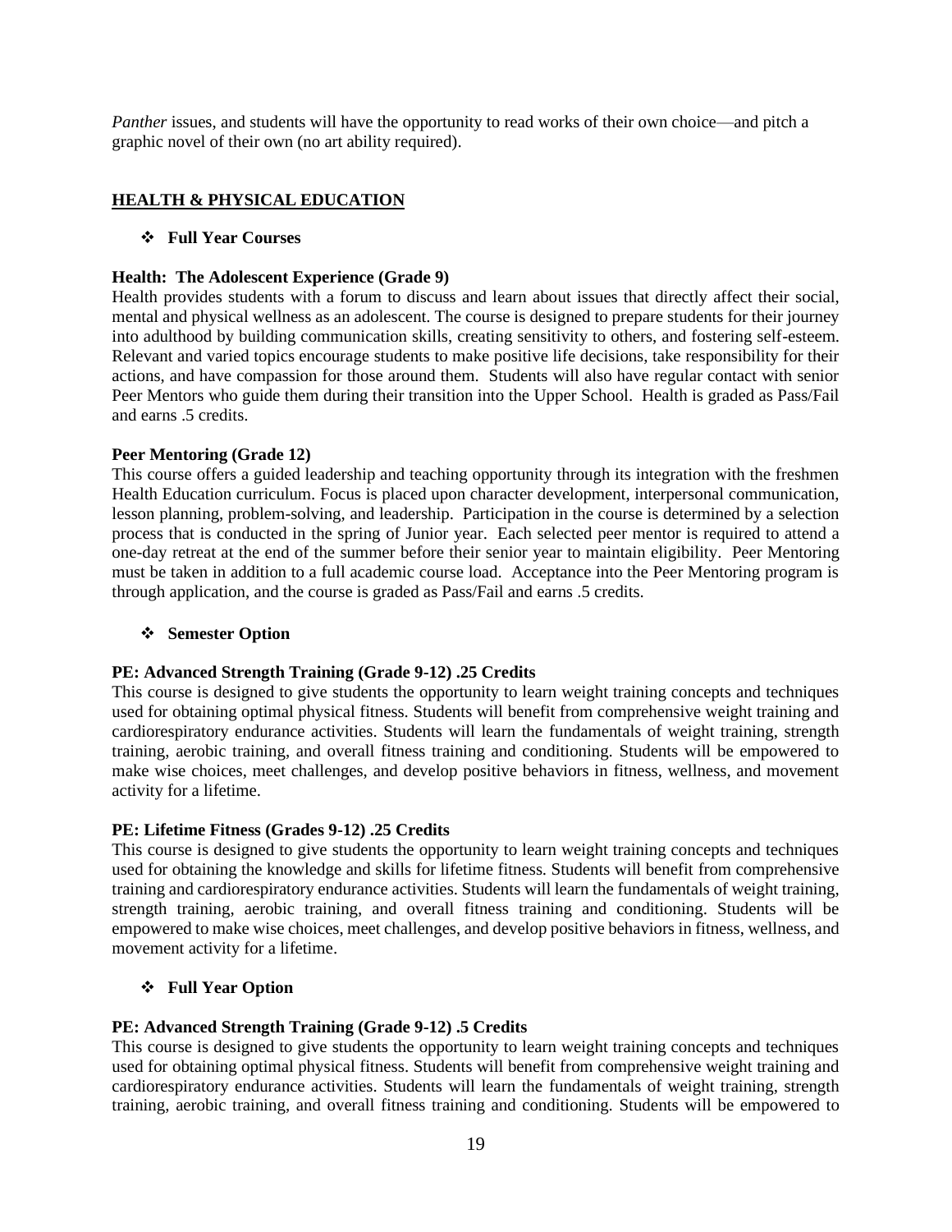*Panther* issues, and students will have the opportunity to read works of their own choice—and pitch a graphic novel of their own (no art ability required).

## HEALTH & PHYSICAL EDUCATION

- **Full Year Courses**

**Health: The Adolescent Experience (Grade 9)**

Health provides students with a forum to discuss and learn about issues that directly affect their social, mental and physical wellness as an adolescent. The course is designed to prepare students for their journey into adulthood by building communication skills, creating sensitivity to others, and fostering self-esteem. Relevant and varied topics encourage students to make positive life decisions, take responsibility for their actions, and have compassion for those around them. Students will also have regular contact with senior Peer Mentors who guide them during their transition into the Upper School. Health is graded as Pass/Fail and earns .5 credits.

**Peer Mentoring (Grade 12)**

This course offers a guided leadership and teaching opportunity through its integration with the freshmen Health Education curriculum. Focus is placed upon character development, interpersonal communication, lesson planning, problem-solving, and leadership. Participation in the course is determined by a selection process that is conducted in the spring of Junior year. Each selected peer mentor is required to attend a one-day retreat at the end of the summer before their senior year to maintain eligibility. Peer Mentoring must be taken in addition to a full academic course load. Acceptance into the Peer Mentoring program is through application, and the course is graded as Pass/Fail and earns .5 credits.

- **Semester Option**

**PE: Advanced Strength Training (Grade 9-12) .25 Credits**

This course is designed to give students the opportunity to learn weight training concepts and techniques used for obtaining optimal physical fitness. Students will benefit from comprehensive weight training and cardiorespiratory endurance activities. Students will learn the fundamentals of weight training, strength training, aerobic training, and overall fitness training and conditioning. Students will be empowered to make wise choices, meet challenges, and develop positive behaviors in fitness, wellness, and movement activity for a lifetime.

**PE: Lifetime Fitness (Grades 9-12) .25 Credits**

This course is designed to give students the opportunity to learn weight training concepts and techniques used for obtaining the knowledge and skills for lifetime fitness. Students will benefit from comprehensive training and cardiorespiratory endurance activities. Students will learn the fundamentals of weight training, strength training, aerobic training, and overall fitness training and conditioning. Students will be empowered to make wise choices, meet challenges, and develop positive behaviors in fitness, wellness, and movement activity for a lifetime.

- **Full Year Option**

**PE: Advanced Strength Training (Grade 9-12) .5 Credits**

This course is designed to give students the opportunity to learn weight training concepts and techniques used for obtaining optimal physical fitness. Students will benefit from comprehensive weight training and cardiorespiratory endurance activities. Students will learn the fundamentals of weight training, strength training, aerobic training, and overall fitness training and conditioning. Students will be empowered to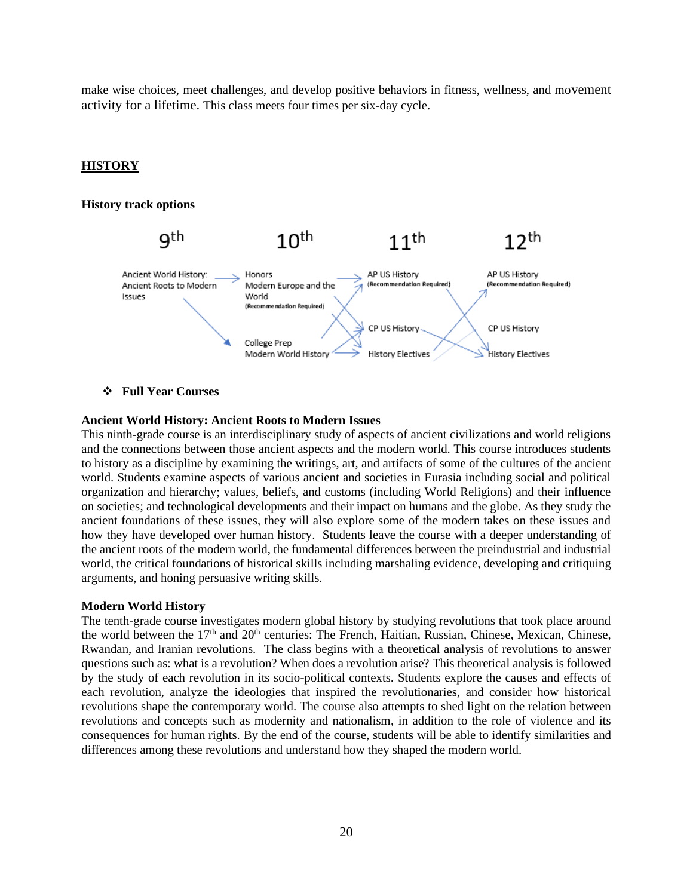make wise choices, meet challenges, and develop positive behaviors in fitness, wellness, and movement activity for a lifetime. This class meets four times per six-day cycle.

## HISTORY

### History track options

| 9th | 10th | 11th | 12th |
|---|---|---|---|
| Ancient World History: Ancient Roots to Modern Issues | Honors Modern Europe and the World (Recommendation Required) | AP US History (Recommendation Required) | AP US History (Recommendation Required) |
| | | CP US History | CP US History |
| | College Prep Modern World History | History Electives | History Electives |

- **Full Year Courses**

**Ancient World History: Ancient Roots to Modern Issues**
This ninth-grade course is an interdisciplinary study of aspects of ancient civilizations and world religions and the connections between those ancient aspects and the modern world. This course introduces students to history as a discipline by examining the writings, art, and artifacts of some of the cultures of the ancient world. Students examine aspects of various ancient and societies in Eurasia including social and political organization and hierarchy; values, beliefs, and customs (including World Religions) and their influence on societies; and technological developments and their impact on humans and the globe. As they study the ancient foundations of these issues, they will also explore some of the modern takes on these issues and how they have developed over human history. Students leave the course with a deeper understanding of the ancient roots of the modern world, the fundamental differences between the preindustrial and industrial world, the critical foundations of historical skills including marshaling evidence, developing and critiquing arguments, and honing persuasive writing skills.

**Modern World History**
The tenth-grade course investigates modern global history by studying revolutions that took place around the world between the 17th and 20th centuries: The French, Haitian, Russian, Chinese, Mexican, Chinese, Rwandan, and Iranian revolutions. The class begins with a theoretical analysis of revolutions to answer questions such as: what is a revolution? When does a revolution arise? This theoretical analysis is followed by the study of each revolution in its socio-political contexts. Students explore the causes and effects of each revolution, analyze the ideologies that inspired the revolutionaries, and consider how historical revolutions shape the contemporary world. The course also attempts to shed light on the relation between revolutions and concepts such as modernity and nationalism, in addition to the role of violence and its consequences for human rights. By the end of the course, students will be able to identify similarities and differences among these revolutions and understand how they shaped the modern world.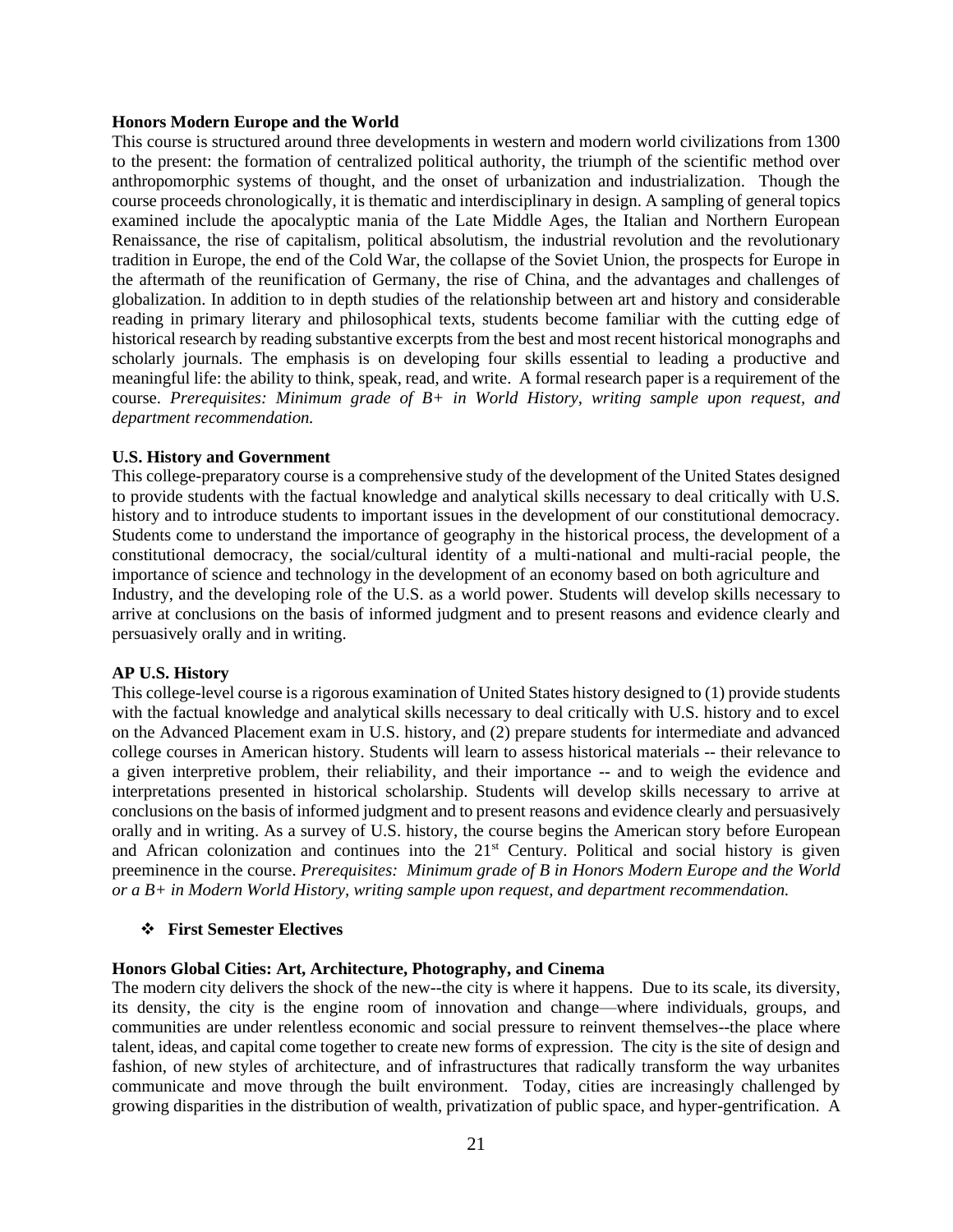**Honors Modern Europe and the World**

This course is structured around three developments in western and modern world civilizations from 1300 to the present: the formation of centralized political authority, the triumph of the scientific method over anthropomorphic systems of thought, and the onset of urbanization and industrialization. Though the course proceeds chronologically, it is thematic and interdisciplinary in design. A sampling of general topics examined include the apocalyptic mania of the Late Middle Ages, the Italian and Northern European Renaissance, the rise of capitalism, political absolutism, the industrial revolution and the revolutionary tradition in Europe, the end of the Cold War, the collapse of the Soviet Union, the prospects for Europe in the aftermath of the reunification of Germany, the rise of China, and the advantages and challenges of globalization. In addition to in depth studies of the relationship between art and history and considerable reading in primary literary and philosophical texts, students become familiar with the cutting edge of historical research by reading substantive excerpts from the best and most recent historical monographs and scholarly journals. The emphasis is on developing four skills essential to leading a productive and meaningful life: the ability to think, speak, read, and write. A formal research paper is a requirement of the course. *Prerequisites: Minimum grade of B+ in World History, writing sample upon request, and department recommendation.*

**U.S. History and Government**

This college-preparatory course is a comprehensive study of the development of the United States designed to provide students with the factual knowledge and analytical skills necessary to deal critically with U.S. history and to introduce students to important issues in the development of our constitutional democracy. Students come to understand the importance of geography in the historical process, the development of a constitutional democracy, the social/cultural identity of a multi-national and multi-racial people, the importance of science and technology in the development of an economy based on both agriculture and Industry, and the developing role of the U.S. as a world power. Students will develop skills necessary to arrive at conclusions on the basis of informed judgment and to present reasons and evidence clearly and persuasively orally and in writing.

**AP U.S. History**

This college-level course is a rigorous examination of United States history designed to (1) provide students with the factual knowledge and analytical skills necessary to deal critically with U.S. history and to excel on the Advanced Placement exam in U.S. history, and (2) prepare students for intermediate and advanced college courses in American history. Students will learn to assess historical materials -- their relevance to a given interpretive problem, their reliability, and their importance -- and to weigh the evidence and interpretations presented in historical scholarship. Students will develop skills necessary to arrive at conclusions on the basis of informed judgment and to present reasons and evidence clearly and persuasively orally and in writing. As a survey of U.S. history, the course begins the American story before European and African colonization and continues into the 21st Century. Political and social history is given preeminence in the course. *Prerequisites: Minimum grade of B in Honors Modern Europe and the World or a B+ in Modern World History, writing sample upon request, and department recommendation.*

- **First Semester Electives**

**Honors Global Cities: Art, Architecture, Photography, and Cinema**

The modern city delivers the shock of the new--the city is where it happens. Due to its scale, its diversity, its density, the city is the engine room of innovation and change—where individuals, groups, and communities are under relentless economic and social pressure to reinvent themselves--the place where talent, ideas, and capital come together to create new forms of expression. The city is the site of design and fashion, of new styles of architecture, and of infrastructures that radically transform the way urbanites communicate and move through the built environment. Today, cities are increasingly challenged by growing disparities in the distribution of wealth, privatization of public space, and hyper-gentrification. A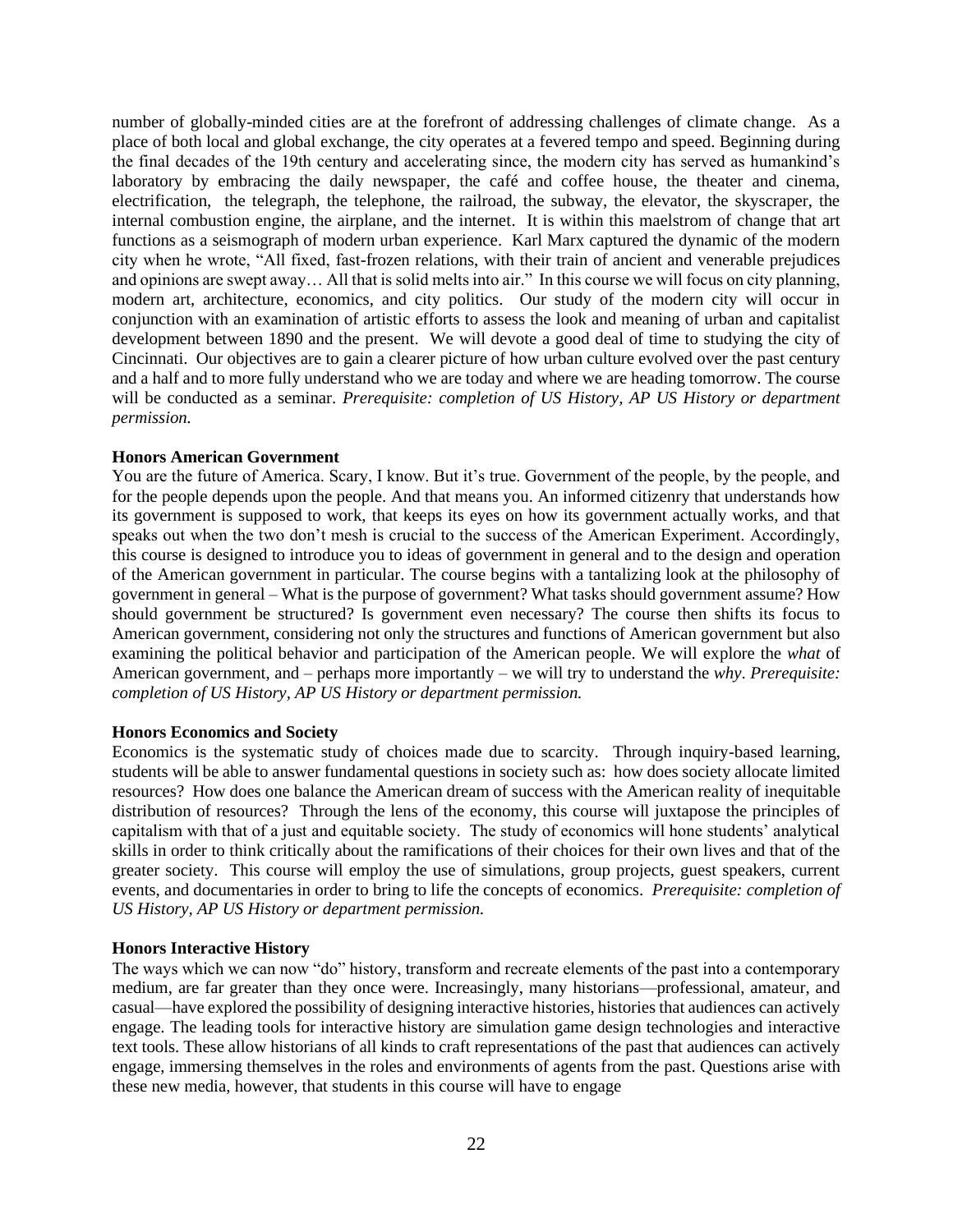number of globally-minded cities are at the forefront of addressing challenges of climate change. As a place of both local and global exchange, the city operates at a fevered tempo and speed. Beginning during the final decades of the 19th century and accelerating since, the modern city has served as humankind's laboratory by embracing the daily newspaper, the café and coffee house, the theater and cinema, electrification, the telegraph, the telephone, the railroad, the subway, the elevator, the skyscraper, the internal combustion engine, the airplane, and the internet. It is within this maelstrom of change that art functions as a seismograph of modern urban experience. Karl Marx captured the dynamic of the modern city when he wrote, "All fixed, fast-frozen relations, with their train of ancient and venerable prejudices and opinions are swept away… All that is solid melts into air." In this course we will focus on city planning, modern art, architecture, economics, and city politics. Our study of the modern city will occur in conjunction with an examination of artistic efforts to assess the look and meaning of urban and capitalist development between 1890 and the present. We will devote a good deal of time to studying the city of Cincinnati. Our objectives are to gain a clearer picture of how urban culture evolved over the past century and a half and to more fully understand who we are today and where we are heading tomorrow. The course will be conducted as a seminar. *Prerequisite: completion of US History, AP US History or department permission.*

**Honors American Government**

You are the future of America. Scary, I know. But it's true. Government of the people, by the people, and for the people depends upon the people. And that means you. An informed citizenry that understands how its government is supposed to work, that keeps its eyes on how its government actually works, and that speaks out when the two don't mesh is crucial to the success of the American Experiment. Accordingly, this course is designed to introduce you to ideas of government in general and to the design and operation of the American government in particular. The course begins with a tantalizing look at the philosophy of government in general – What is the purpose of government? What tasks should government assume? How should government be structured? Is government even necessary? The course then shifts its focus to American government, considering not only the structures and functions of American government but also examining the political behavior and participation of the American people. We will explore the *what* of American government, and – perhaps more importantly – we will try to understand the *why*. *Prerequisite: completion of US History, AP US History or department permission.*

**Honors Economics and Society**

Economics is the systematic study of choices made due to scarcity. Through inquiry-based learning, students will be able to answer fundamental questions in society such as: how does society allocate limited resources? How does one balance the American dream of success with the American reality of inequitable distribution of resources? Through the lens of the economy, this course will juxtapose the principles of capitalism with that of a just and equitable society. The study of economics will hone students' analytical skills in order to think critically about the ramifications of their choices for their own lives and that of the greater society. This course will employ the use of simulations, group projects, guest speakers, current events, and documentaries in order to bring to life the concepts of economics. *Prerequisite: completion of US History, AP US History or department permission.*

**Honors Interactive History**

The ways which we can now "do" history, transform and recreate elements of the past into a contemporary medium, are far greater than they once were. Increasingly, many historians—professional, amateur, and casual—have explored the possibility of designing interactive histories, histories that audiences can actively engage. The leading tools for interactive history are simulation game design technologies and interactive text tools. These allow historians of all kinds to craft representations of the past that audiences can actively engage, immersing themselves in the roles and environments of agents from the past. Questions arise with these new media, however, that students in this course will have to engage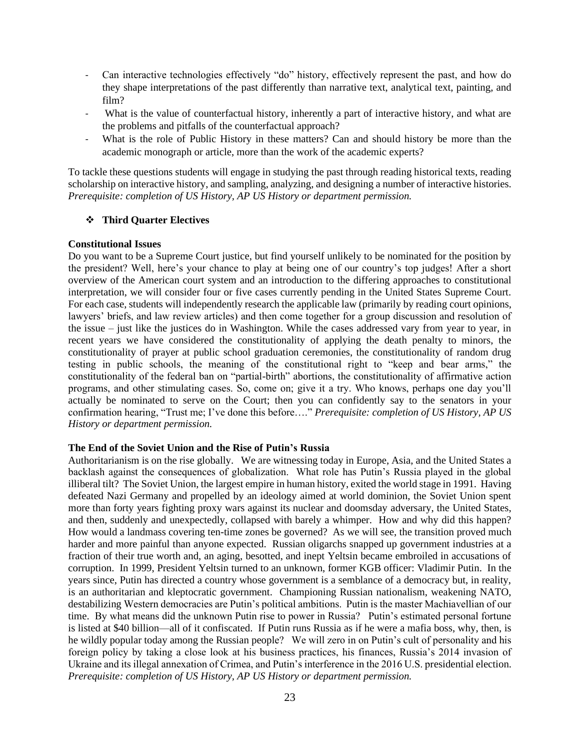- Can interactive technologies effectively "do" history, effectively represent the past, and how do they shape interpretations of the past differently than narrative text, analytical text, painting, and film?
- What is the value of counterfactual history, inherently a part of interactive history, and what are the problems and pitfalls of the counterfactual approach?
- What is the role of Public History in these matters? Can and should history be more than the academic monograph or article, more than the work of the academic experts?

To tackle these questions students will engage in studying the past through reading historical texts, reading scholarship on interactive history, and sampling, analyzing, and designing a number of interactive histories. *Prerequisite: completion of US History, AP US History or department permission.*

## Third Quarter Electives

### Constitutional Issues

Do you want to be a Supreme Court justice, but find yourself unlikely to be nominated for the position by the president? Well, here's your chance to play at being one of our country's top judges! After a short overview of the American court system and an introduction to the differing approaches to constitutional interpretation, we will consider four or five cases currently pending in the United States Supreme Court. For each case, students will independently research the applicable law (primarily by reading court opinions, lawyers' briefs, and law review articles) and then come together for a group discussion and resolution of the issue – just like the justices do in Washington. While the cases addressed vary from year to year, in recent years we have considered the constitutionality of applying the death penalty to minors, the constitutionality of prayer at public school graduation ceremonies, the constitutionality of random drug testing in public schools, the meaning of the constitutional right to "keep and bear arms," the constitutionality of the federal ban on "partial-birth" abortions, the constitutionality of affirmative action programs, and other stimulating cases. So, come on; give it a try. Who knows, perhaps one day you'll actually be nominated to serve on the Court; then you can confidently say to the senators in your confirmation hearing, "Trust me; I've done this before…." *Prerequisite: completion of US History, AP US History or department permission.*

### The End of the Soviet Union and the Rise of Putin's Russia

Authoritarianism is on the rise globally. We are witnessing today in Europe, Asia, and the United States a backlash against the consequences of globalization. What role has Putin's Russia played in the global illiberal tilt? The Soviet Union, the largest empire in human history, exited the world stage in 1991. Having defeated Nazi Germany and propelled by an ideology aimed at world dominion, the Soviet Union spent more than forty years fighting proxy wars against its nuclear and doomsday adversary, the United States, and then, suddenly and unexpectedly, collapsed with barely a whimper. How and why did this happen? How would a landmass covering ten-time zones be governed? As we will see, the transition proved much harder and more painful than anyone expected. Russian oligarchs snapped up government industries at a fraction of their true worth and, an aging, besotted, and inept Yeltsin became embroiled in accusations of corruption. In 1999, President Yeltsin turned to an unknown, former KGB officer: Vladimir Putin. In the years since, Putin has directed a country whose government is a semblance of a democracy but, in reality, is an authoritarian and kleptocratic government. Championing Russian nationalism, weakening NATO, destabilizing Western democracies are Putin's political ambitions. Putin is the master Machiavellian of our time. By what means did the unknown Putin rise to power in Russia? Putin's estimated personal fortune is listed at $40 billion—all of it confiscated. If Putin runs Russia as if he were a mafia boss, why, then, is he wildly popular today among the Russian people? We will zero in on Putin's cult of personality and his foreign policy by taking a close look at his business practices, his finances, Russia's 2014 invasion of Ukraine and its illegal annexation of Crimea, and Putin's interference in the 2016 U.S. presidential election. *Prerequisite: completion of US History, AP US History or department permission.*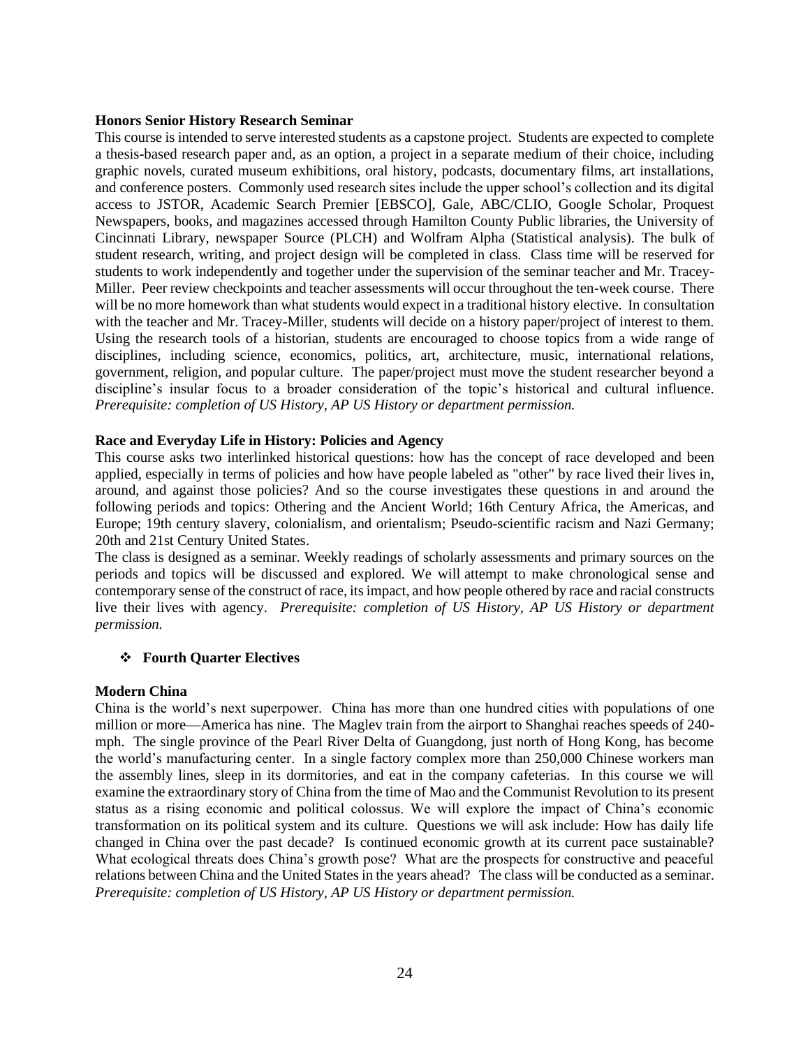### Honors Senior History Research Seminar

This course is intended to serve interested students as a capstone project. Students are expected to complete a thesis-based research paper and, as an option, a project in a separate medium of their choice, including graphic novels, curated museum exhibitions, oral history, podcasts, documentary films, art installations, and conference posters. Commonly used research sites include the upper school's collection and its digital access to JSTOR, Academic Search Premier [EBSCO], Gale, ABC/CLIO, Google Scholar, Proquest Newspapers, books, and magazines accessed through Hamilton County Public libraries, the University of Cincinnati Library, newspaper Source (PLCH) and Wolfram Alpha (Statistical analysis). The bulk of student research, writing, and project design will be completed in class. Class time will be reserved for students to work independently and together under the supervision of the seminar teacher and Mr. Tracey-Miller. Peer review checkpoints and teacher assessments will occur throughout the ten-week course. There will be no more homework than what students would expect in a traditional history elective. In consultation with the teacher and Mr. Tracey-Miller, students will decide on a history paper/project of interest to them. Using the research tools of a historian, students are encouraged to choose topics from a wide range of disciplines, including science, economics, politics, art, architecture, music, international relations, government, religion, and popular culture. The paper/project must move the student researcher beyond a discipline's insular focus to a broader consideration of the topic's historical and cultural influence. *Prerequisite: completion of US History, AP US History or department permission.*

### Race and Everyday Life in History: Policies and Agency

This course asks two interlinked historical questions: how has the concept of race developed and been applied, especially in terms of policies and how have people labeled as "other" by race lived their lives in, around, and against those policies? And so the course investigates these questions in and around the following periods and topics: Othering and the Ancient World; 16th Century Africa, the Americas, and Europe; 19th century slavery, colonialism, and orientalism; Pseudo-scientific racism and Nazi Germany; 20th and 21st Century United States.

The class is designed as a seminar. Weekly readings of scholarly assessments and primary sources on the periods and topics will be discussed and explored. We will attempt to make chronological sense and contemporary sense of the construct of race, its impact, and how people othered by race and racial constructs live their lives with agency. *Prerequisite: completion of US History, AP US History or department permission.*

- **Fourth Quarter Electives**

### Modern China

China is the world's next superpower. China has more than one hundred cities with populations of one million or more—America has nine. The Maglev train from the airport to Shanghai reaches speeds of 240-mph. The single province of the Pearl River Delta of Guangdong, just north of Hong Kong, has become the world's manufacturing center. In a single factory complex more than 250,000 Chinese workers man the assembly lines, sleep in its dormitories, and eat in the company cafeterias. In this course we will examine the extraordinary story of China from the time of Mao and the Communist Revolution to its present status as a rising economic and political colossus. We will explore the impact of China's economic transformation on its political system and its culture. Questions we will ask include: How has daily life changed in China over the past decade? Is continued economic growth at its current pace sustainable? What ecological threats does China's growth pose? What are the prospects for constructive and peaceful relations between China and the United States in the years ahead? The class will be conducted as a seminar. *Prerequisite: completion of US History, AP US History or department permission.*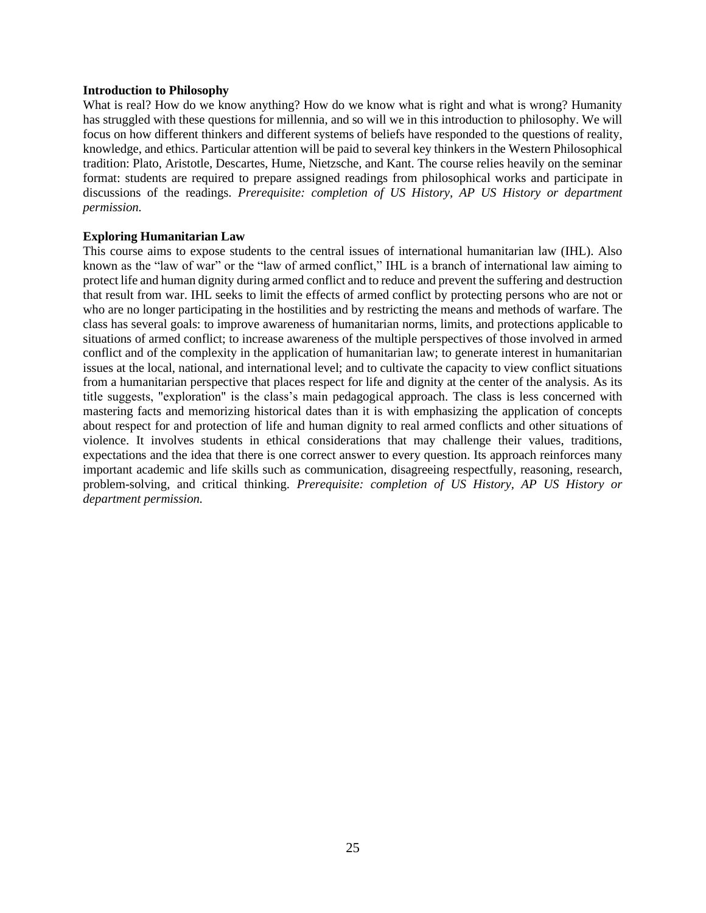**Introduction to Philosophy**

What is real? How do we know anything? How do we know what is right and what is wrong? Humanity has struggled with these questions for millennia, and so will we in this introduction to philosophy. We will focus on how different thinkers and different systems of beliefs have responded to the questions of reality, knowledge, and ethics. Particular attention will be paid to several key thinkers in the Western Philosophical tradition: Plato, Aristotle, Descartes, Hume, Nietzsche, and Kant. The course relies heavily on the seminar format: students are required to prepare assigned readings from philosophical works and participate in discussions of the readings. *Prerequisite: completion of US History, AP US History or department permission.*

**Exploring Humanitarian Law**

This course aims to expose students to the central issues of international humanitarian law (IHL). Also known as the "law of war" or the "law of armed conflict," IHL is a branch of international law aiming to protect life and human dignity during armed conflict and to reduce and prevent the suffering and destruction that result from war. IHL seeks to limit the effects of armed conflict by protecting persons who are not or who are no longer participating in the hostilities and by restricting the means and methods of warfare. The class has several goals: to improve awareness of humanitarian norms, limits, and protections applicable to situations of armed conflict; to increase awareness of the multiple perspectives of those involved in armed conflict and of the complexity in the application of humanitarian law; to generate interest in humanitarian issues at the local, national, and international level; and to cultivate the capacity to view conflict situations from a humanitarian perspective that places respect for life and dignity at the center of the analysis. As its title suggests, "exploration" is the class's main pedagogical approach. The class is less concerned with mastering facts and memorizing historical dates than it is with emphasizing the application of concepts about respect for and protection of life and human dignity to real armed conflicts and other situations of violence. It involves students in ethical considerations that may challenge their values, traditions, expectations and the idea that there is one correct answer to every question. Its approach reinforces many important academic and life skills such as communication, disagreeing respectfully, reasoning, research, problem-solving, and critical thinking. *Prerequisite: completion of US History, AP US History or department permission.*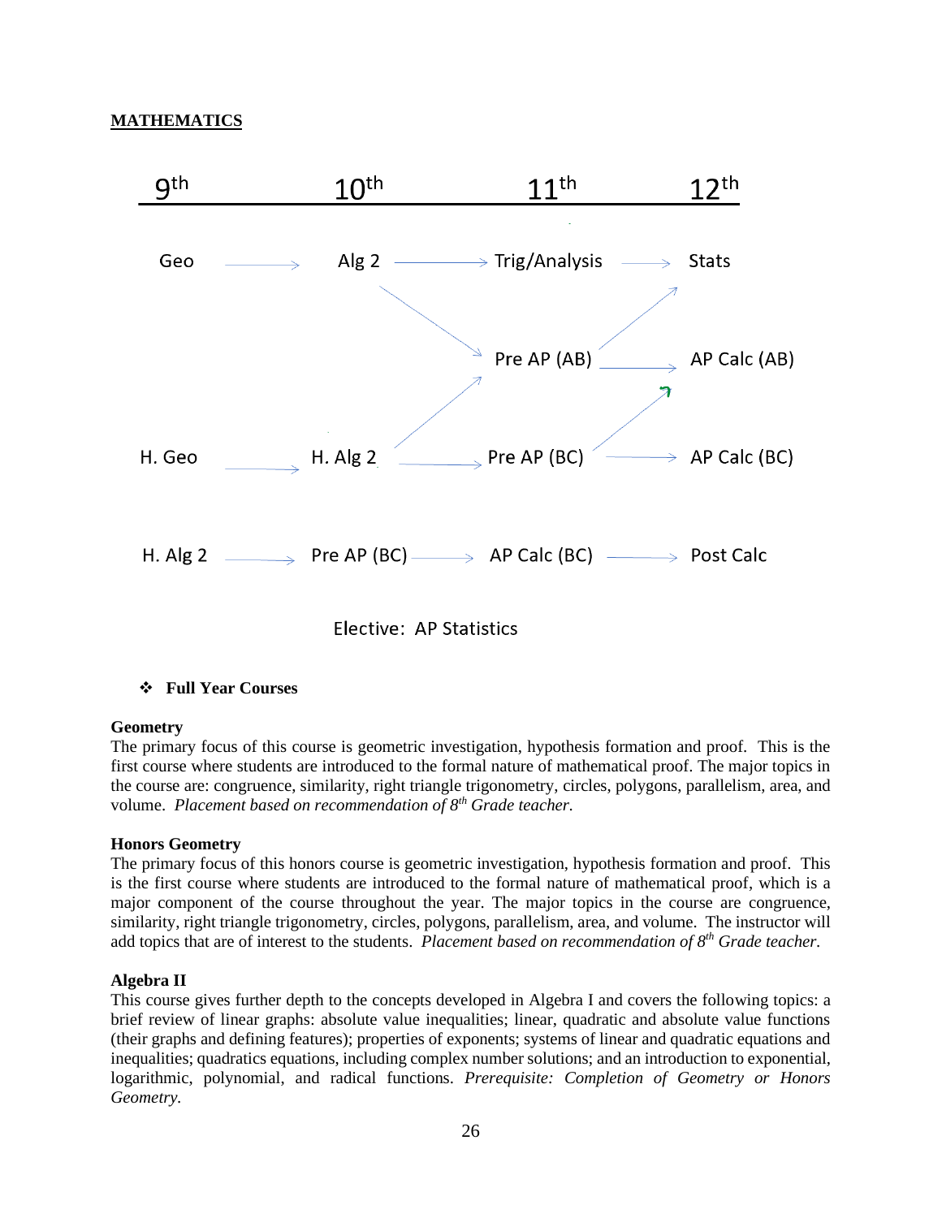**MATHEMATICS**

| 9th | 10th | 11th | 12th |
|---|---|---|---|
| Geo → | Alg 2 → | Trig/Analysis → | Stats |
| | | Pre AP (AB) → | AP Calc (AB) |
| H. Geo → | H. Alg 2 → | Pre AP (BC) → | AP Calc (BC) |
| H. Alg 2 → | Pre AP (BC) → | AP Calc (BC) → | Post Calc |

Elective: AP Statistics

- **Full Year Courses**

**Geometry**

The primary focus of this course is geometric investigation, hypothesis formation and proof. This is the first course where students are introduced to the formal nature of mathematical proof. The major topics in the course are: congruence, similarity, right triangle trigonometry, circles, polygons, parallelism, area, and volume. *Placement based on recommendation of 8th Grade teacher.*

**Honors Geometry**

The primary focus of this honors course is geometric investigation, hypothesis formation and proof. This is the first course where students are introduced to the formal nature of mathematical proof, which is a major component of the course throughout the year. The major topics in the course are congruence, similarity, right triangle trigonometry, circles, polygons, parallelism, area, and volume. The instructor will add topics that are of interest to the students. *Placement based on recommendation of 8th Grade teacher.*

**Algebra II**

This course gives further depth to the concepts developed in Algebra I and covers the following topics: a brief review of linear graphs: absolute value inequalities; linear, quadratic and absolute value functions (their graphs and defining features); properties of exponents; systems of linear and quadratic equations and inequalities; quadratics equations, including complex number solutions; and an introduction to exponential, logarithmic, polynomial, and radical functions. *Prerequisite: Completion of Geometry or Honors Geometry.*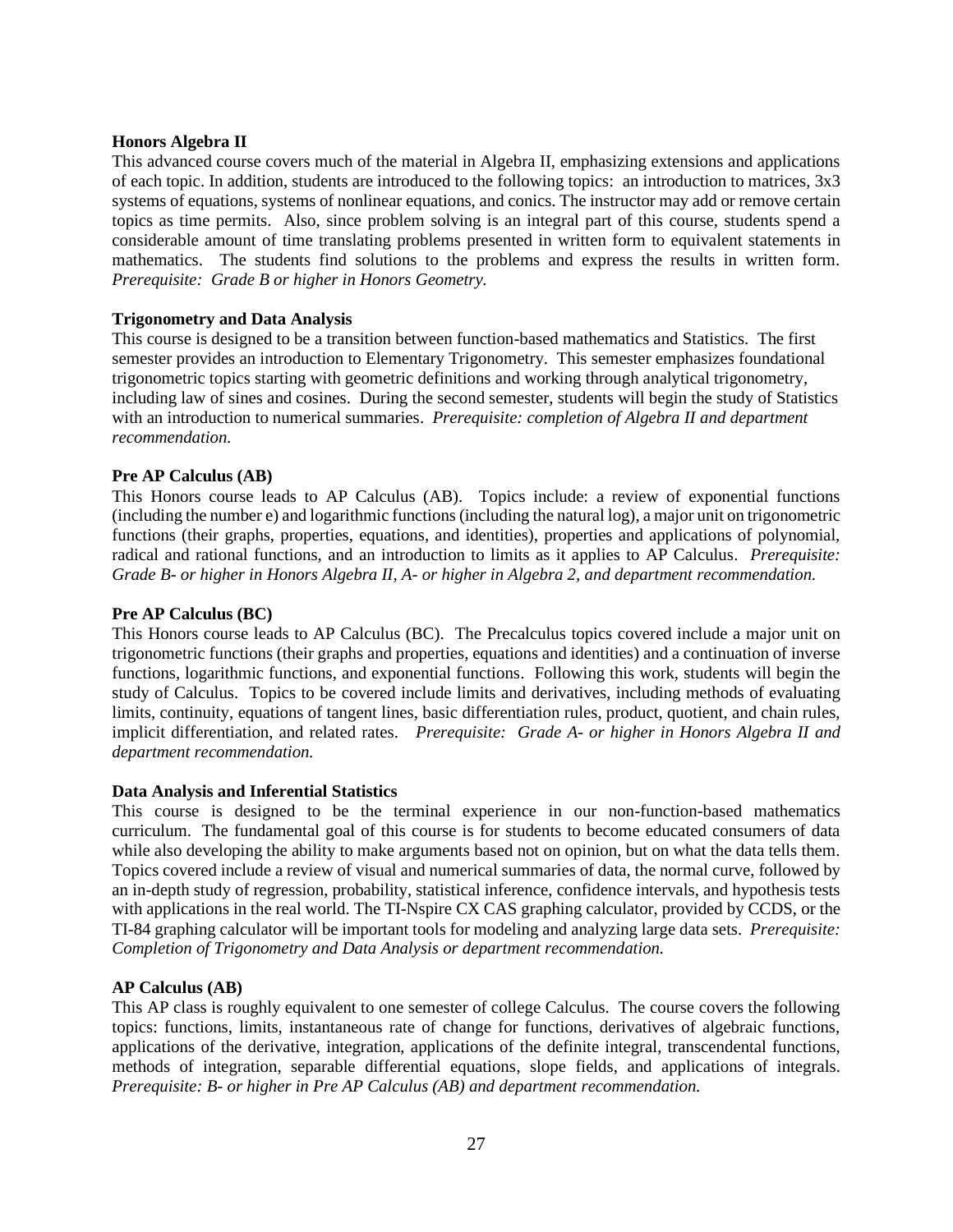**Honors Algebra II**

This advanced course covers much of the material in Algebra II, emphasizing extensions and applications of each topic. In addition, students are introduced to the following topics: an introduction to matrices, 3x3 systems of equations, systems of nonlinear equations, and conics. The instructor may add or remove certain topics as time permits. Also, since problem solving is an integral part of this course, students spend a considerable amount of time translating problems presented in written form to equivalent statements in mathematics. The students find solutions to the problems and express the results in written form. *Prerequisite: Grade B or higher in Honors Geometry.*

**Trigonometry and Data Analysis**

This course is designed to be a transition between function-based mathematics and Statistics. The first semester provides an introduction to Elementary Trigonometry. This semester emphasizes foundational trigonometric topics starting with geometric definitions and working through analytical trigonometry, including law of sines and cosines. During the second semester, students will begin the study of Statistics with an introduction to numerical summaries. *Prerequisite: completion of Algebra II and department recommendation.*

**Pre AP Calculus (AB)**

This Honors course leads to AP Calculus (AB). Topics include: a review of exponential functions (including the number e) and logarithmic functions (including the natural log), a major unit on trigonometric functions (their graphs, properties, equations, and identities), properties and applications of polynomial, radical and rational functions, and an introduction to limits as it applies to AP Calculus. *Prerequisite: Grade B- or higher in Honors Algebra II, A- or higher in Algebra 2, and department recommendation.*

**Pre AP Calculus (BC)**

This Honors course leads to AP Calculus (BC). The Precalculus topics covered include a major unit on trigonometric functions (their graphs and properties, equations and identities) and a continuation of inverse functions, logarithmic functions, and exponential functions. Following this work, students will begin the study of Calculus. Topics to be covered include limits and derivatives, including methods of evaluating limits, continuity, equations of tangent lines, basic differentiation rules, product, quotient, and chain rules, implicit differentiation, and related rates. *Prerequisite: Grade A- or higher in Honors Algebra II and department recommendation.*

**Data Analysis and Inferential Statistics**

This course is designed to be the terminal experience in our non-function-based mathematics curriculum. The fundamental goal of this course is for students to become educated consumers of data while also developing the ability to make arguments based not on opinion, but on what the data tells them. Topics covered include a review of visual and numerical summaries of data, the normal curve, followed by an in-depth study of regression, probability, statistical inference, confidence intervals, and hypothesis tests with applications in the real world. The TI-Nspire CX CAS graphing calculator, provided by CCDS, or the TI-84 graphing calculator will be important tools for modeling and analyzing large data sets. *Prerequisite: Completion of Trigonometry and Data Analysis or department recommendation.*

**AP Calculus (AB)**

This AP class is roughly equivalent to one semester of college Calculus. The course covers the following topics: functions, limits, instantaneous rate of change for functions, derivatives of algebraic functions, applications of the derivative, integration, applications of the definite integral, transcendental functions, methods of integration, separable differential equations, slope fields, and applications of integrals. *Prerequisite: B- or higher in Pre AP Calculus (AB) and department recommendation.*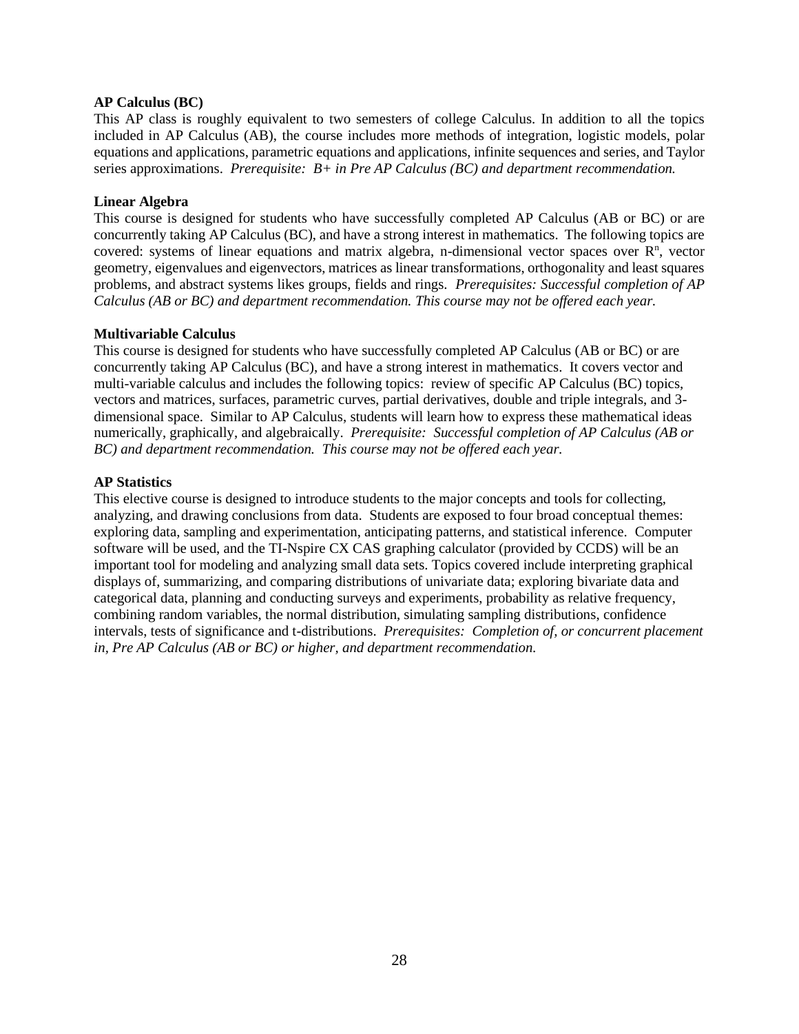**AP Calculus (BC)**
This AP class is roughly equivalent to two semesters of college Calculus. In addition to all the topics included in AP Calculus (AB), the course includes more methods of integration, logistic models, polar equations and applications, parametric equations and applications, infinite sequences and series, and Taylor series approximations. *Prerequisite: B+ in Pre AP Calculus (BC) and department recommendation.*

**Linear Algebra**
This course is designed for students who have successfully completed AP Calculus (AB or BC) or are concurrently taking AP Calculus (BC), and have a strong interest in mathematics. The following topics are covered: systems of linear equations and matrix algebra, n-dimensional vector spaces over $R^n$, vector geometry, eigenvalues and eigenvectors, matrices as linear transformations, orthogonality and least squares problems, and abstract systems likes groups, fields and rings. *Prerequisites: Successful completion of AP Calculus (AB or BC) and department recommendation. This course may not be offered each year.*

**Multivariable Calculus**
This course is designed for students who have successfully completed AP Calculus (AB or BC) or are concurrently taking AP Calculus (BC), and have a strong interest in mathematics. It covers vector and multi-variable calculus and includes the following topics: review of specific AP Calculus (BC) topics, vectors and matrices, surfaces, parametric curves, partial derivatives, double and triple integrals, and 3-dimensional space. Similar to AP Calculus, students will learn how to express these mathematical ideas numerically, graphically, and algebraically. *Prerequisite: Successful completion of AP Calculus (AB or BC) and department recommendation. This course may not be offered each year.*

**AP Statistics**
This elective course is designed to introduce students to the major concepts and tools for collecting, analyzing, and drawing conclusions from data. Students are exposed to four broad conceptual themes: exploring data, sampling and experimentation, anticipating patterns, and statistical inference. Computer software will be used, and the TI-Nspire CX CAS graphing calculator (provided by CCDS) will be an important tool for modeling and analyzing small data sets. Topics covered include interpreting graphical displays of, summarizing, and comparing distributions of univariate data; exploring bivariate data and categorical data, planning and conducting surveys and experiments, probability as relative frequency, combining random variables, the normal distribution, simulating sampling distributions, confidence intervals, tests of significance and t-distributions. *Prerequisites: Completion of, or concurrent placement in, Pre AP Calculus (AB or BC) or higher, and department recommendation.*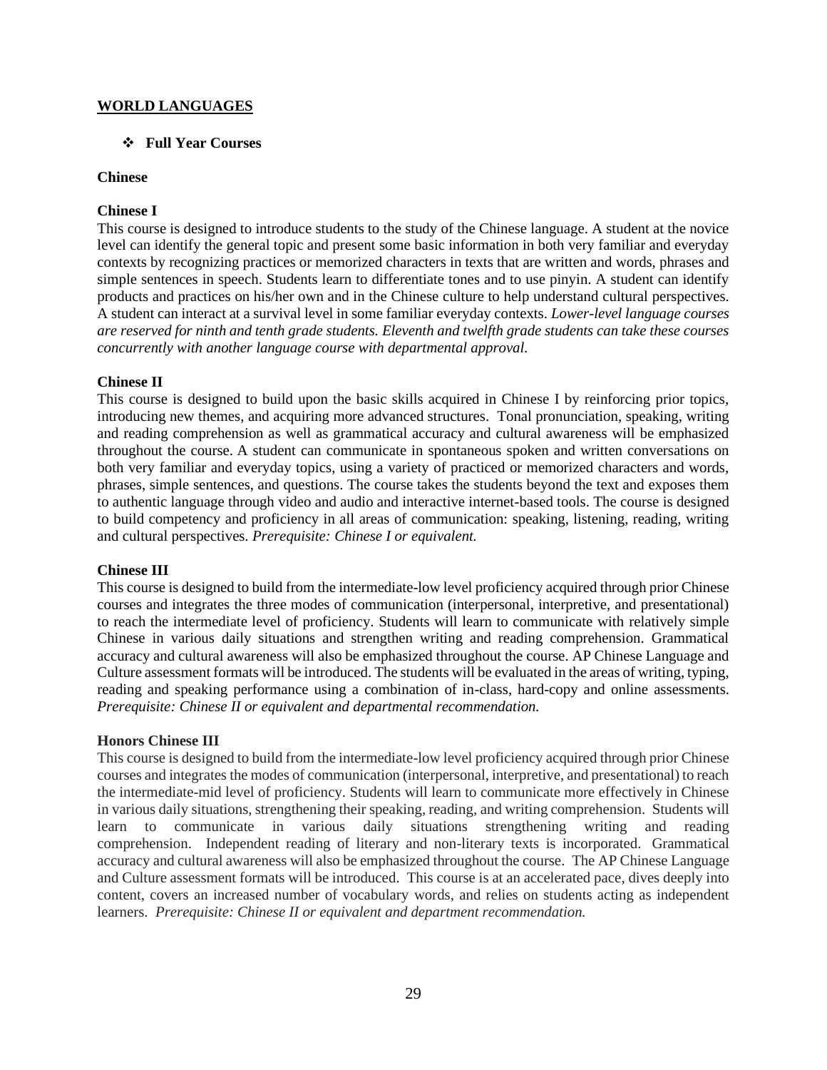## WORLD LANGUAGES

- ❖ **Full Year Courses**

### Chinese

**Chinese I**

This course is designed to introduce students to the study of the Chinese language. A student at the novice level can identify the general topic and present some basic information in both very familiar and everyday contexts by recognizing practices or memorized characters in texts that are written and words, phrases and simple sentences in speech. Students learn to differentiate tones and to use pinyin. A student can identify products and practices on his/her own and in the Chinese culture to help understand cultural perspectives. A student can interact at a survival level in some familiar everyday contexts. *Lower-level language courses are reserved for ninth and tenth grade students. Eleventh and twelfth grade students can take these courses concurrently with another language course with departmental approval.*

**Chinese II**

This course is designed to build upon the basic skills acquired in Chinese I by reinforcing prior topics, introducing new themes, and acquiring more advanced structures. Tonal pronunciation, speaking, writing and reading comprehension as well as grammatical accuracy and cultural awareness will be emphasized throughout the course. A student can communicate in spontaneous spoken and written conversations on both very familiar and everyday topics, using a variety of practiced or memorized characters and words, phrases, simple sentences, and questions. The course takes the students beyond the text and exposes them to authentic language through video and audio and interactive internet-based tools. The course is designed to build competency and proficiency in all areas of communication: speaking, listening, reading, writing and cultural perspectives. *Prerequisite: Chinese I or equivalent.*

**Chinese III**

This course is designed to build from the intermediate-low level proficiency acquired through prior Chinese courses and integrates the three modes of communication (interpersonal, interpretive, and presentational) to reach the intermediate level of proficiency. Students will learn to communicate with relatively simple Chinese in various daily situations and strengthen writing and reading comprehension. Grammatical accuracy and cultural awareness will also be emphasized throughout the course. AP Chinese Language and Culture assessment formats will be introduced. The students will be evaluated in the areas of writing, typing, reading and speaking performance using a combination of in-class, hard-copy and online assessments. *Prerequisite: Chinese II or equivalent and departmental recommendation.*

**Honors Chinese III**

This course is designed to build from the intermediate-low level proficiency acquired through prior Chinese courses and integrates the modes of communication (interpersonal, interpretive, and presentational) to reach the intermediate-mid level of proficiency. Students will learn to communicate more effectively in Chinese in various daily situations, strengthening their speaking, reading, and writing comprehension. Students will learn to communicate in various daily situations strengthening writing and reading comprehension. Independent reading of literary and non-literary texts is incorporated. Grammatical accuracy and cultural awareness will also be emphasized throughout the course. The AP Chinese Language and Culture assessment formats will be introduced. This course is at an accelerated pace, dives deeply into content, covers an increased number of vocabulary words, and relies on students acting as independent learners. *Prerequisite: Chinese II or equivalent and department recommendation.*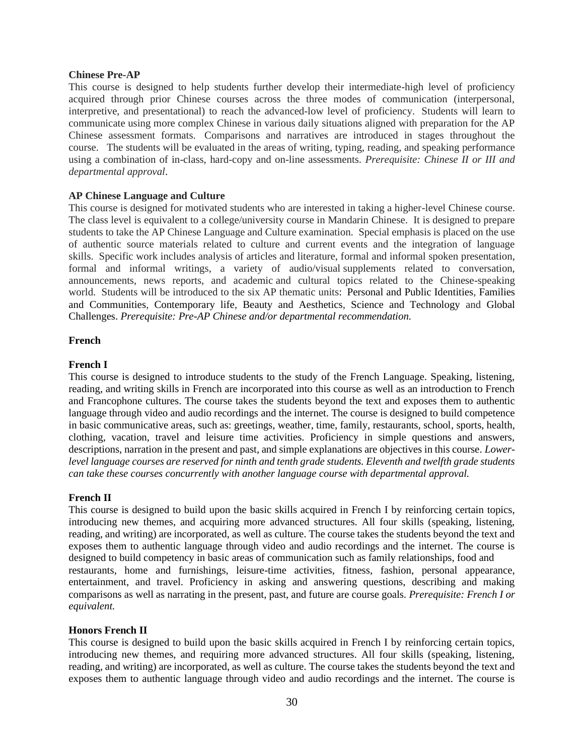### Chinese Pre-AP

This course is designed to help students further develop their intermediate-high level of proficiency acquired through prior Chinese courses across the three modes of communication (interpersonal, interpretive, and presentational) to reach the advanced-low level of proficiency. Students will learn to communicate using more complex Chinese in various daily situations aligned with preparation for the AP Chinese assessment formats. Comparisons and narratives are introduced in stages throughout the course. The students will be evaluated in the areas of writing, typing, reading, and speaking performance using a combination of in-class, hard-copy and on-line assessments. *Prerequisite: Chinese II or III and departmental approval*.

### AP Chinese Language and Culture

This course is designed for motivated students who are interested in taking a higher-level Chinese course. The class level is equivalent to a college/university course in Mandarin Chinese. It is designed to prepare students to take the AP Chinese Language and Culture examination. Special emphasis is placed on the use of authentic source materials related to culture and current events and the integration of language skills. Specific work includes analysis of articles and literature, formal and informal spoken presentation, formal and informal writings, a variety of audio/visual supplements related to conversation, announcements, news reports, and academic and cultural topics related to the Chinese-speaking world. Students will be introduced to the six AP thematic units: Personal and Public Identities, Families and Communities, Contemporary life, Beauty and Aesthetics, Science and Technology and Global Challenges. *Prerequisite: Pre-AP Chinese and/or departmental recommendation.*

## French

### French I

This course is designed to introduce students to the study of the French Language. Speaking, listening, reading, and writing skills in French are incorporated into this course as well as an introduction to French and Francophone cultures. The course takes the students beyond the text and exposes them to authentic language through video and audio recordings and the internet. The course is designed to build competence in basic communicative areas, such as: greetings, weather, time, family, restaurants, school, sports, health, clothing, vacation, travel and leisure time activities. Proficiency in simple questions and answers, descriptions, narration in the present and past, and simple explanations are objectives in this course. *Lower-level language courses are reserved for ninth and tenth grade students. Eleventh and twelfth grade students can take these courses concurrently with another language course with departmental approval.*

### French II

This course is designed to build upon the basic skills acquired in French I by reinforcing certain topics, introducing new themes, and acquiring more advanced structures. All four skills (speaking, listening, reading, and writing) are incorporated, as well as culture. The course takes the students beyond the text and exposes them to authentic language through video and audio recordings and the internet. The course is designed to build competency in basic areas of communication such as family relationships, food and restaurants, home and furnishings, leisure-time activities, fitness, fashion, personal appearance, entertainment, and travel. Proficiency in asking and answering questions, describing and making comparisons as well as narrating in the present, past, and future are course goals. *Prerequisite: French I or equivalent.*

### Honors French II

This course is designed to build upon the basic skills acquired in French I by reinforcing certain topics, introducing new themes, and requiring more advanced structures. All four skills (speaking, listening, reading, and writing) are incorporated, as well as culture. The course takes the students beyond the text and exposes them to authentic language through video and audio recordings and the internet. The course is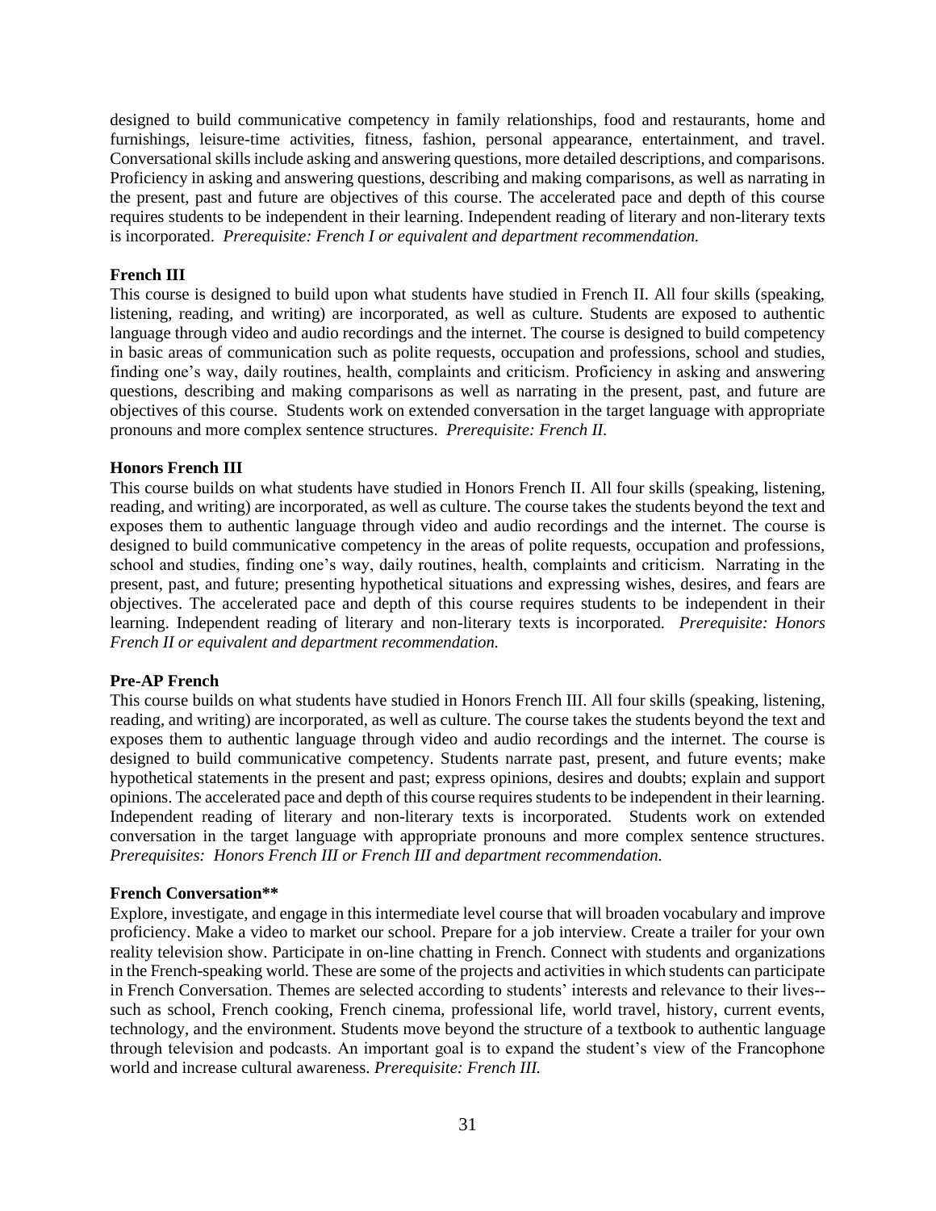designed to build communicative competency in family relationships, food and restaurants, home and furnishings, leisure-time activities, fitness, fashion, personal appearance, entertainment, and travel. Conversational skills include asking and answering questions, more detailed descriptions, and comparisons. Proficiency in asking and answering questions, describing and making comparisons, as well as narrating in the present, past and future are objectives of this course. The accelerated pace and depth of this course requires students to be independent in their learning. Independent reading of literary and non-literary texts is incorporated. *Prerequisite: French I or equivalent and department recommendation.*

**French III**

This course is designed to build upon what students have studied in French II. All four skills (speaking, listening, reading, and writing) are incorporated, as well as culture. Students are exposed to authentic language through video and audio recordings and the internet. The course is designed to build competency in basic areas of communication such as polite requests, occupation and professions, school and studies, finding one's way, daily routines, health, complaints and criticism. Proficiency in asking and answering questions, describing and making comparisons as well as narrating in the present, past, and future are objectives of this course. Students work on extended conversation in the target language with appropriate pronouns and more complex sentence structures. *Prerequisite: French II.*

**Honors French III**

This course builds on what students have studied in Honors French II. All four skills (speaking, listening, reading, and writing) are incorporated, as well as culture. The course takes the students beyond the text and exposes them to authentic language through video and audio recordings and the internet. The course is designed to build communicative competency in the areas of polite requests, occupation and professions, school and studies, finding one's way, daily routines, health, complaints and criticism. Narrating in the present, past, and future; presenting hypothetical situations and expressing wishes, desires, and fears are objectives. The accelerated pace and depth of this course requires students to be independent in their learning. Independent reading of literary and non-literary texts is incorporated. *Prerequisite: Honors French II or equivalent and department recommendation.*

**Pre-AP French**

This course builds on what students have studied in Honors French III. All four skills (speaking, listening, reading, and writing) are incorporated, as well as culture. The course takes the students beyond the text and exposes them to authentic language through video and audio recordings and the internet. The course is designed to build communicative competency. Students narrate past, present, and future events; make hypothetical statements in the present and past; express opinions, desires and doubts; explain and support opinions. The accelerated pace and depth of this course requires students to be independent in their learning. Independent reading of literary and non-literary texts is incorporated. Students work on extended conversation in the target language with appropriate pronouns and more complex sentence structures. *Prerequisites: Honors French III or French III and department recommendation.*

**French Conversation****

Explore, investigate, and engage in this intermediate level course that will broaden vocabulary and improve proficiency. Make a video to market our school. Prepare for a job interview. Create a trailer for your own reality television show. Participate in on-line chatting in French. Connect with students and organizations in the French-speaking world. These are some of the projects and activities in which students can participate in French Conversation. Themes are selected according to students' interests and relevance to their lives--such as school, French cooking, French cinema, professional life, world travel, history, current events, technology, and the environment. Students move beyond the structure of a textbook to authentic language through television and podcasts. An important goal is to expand the student's view of the Francophone world and increase cultural awareness. *Prerequisite: French III.*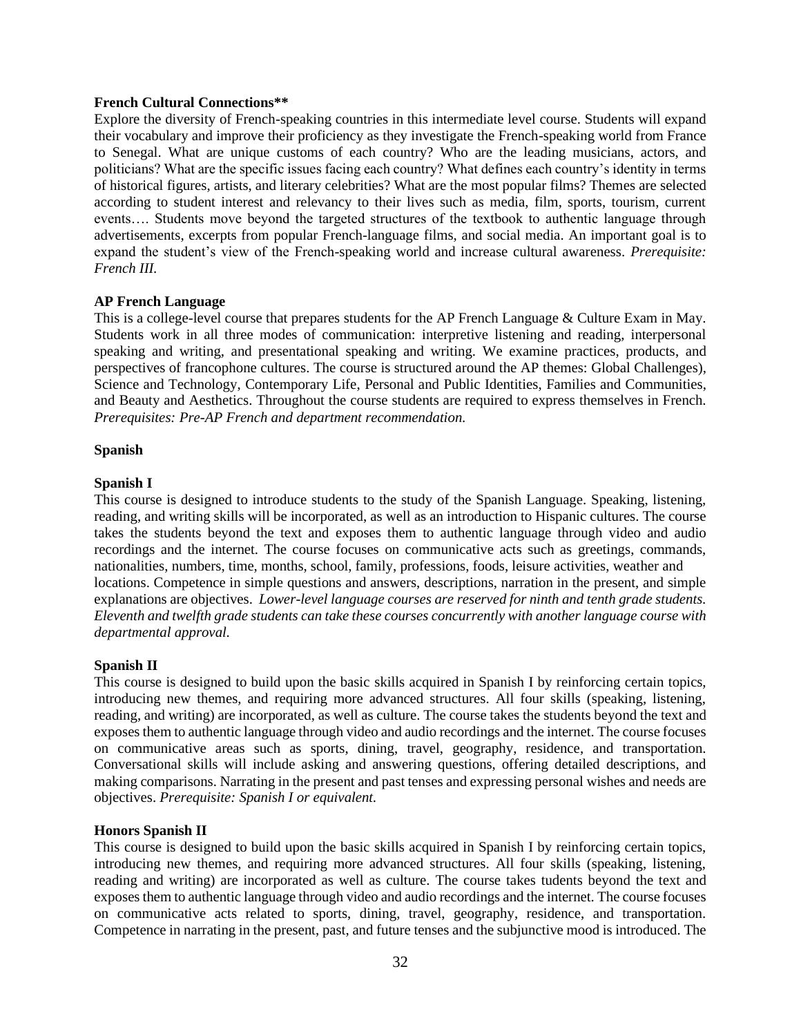**French Cultural Connections****

Explore the diversity of French-speaking countries in this intermediate level course. Students will expand their vocabulary and improve their proficiency as they investigate the French-speaking world from France to Senegal. What are unique customs of each country? Who are the leading musicians, actors, and politicians? What are the specific issues facing each country? What defines each country's identity in terms of historical figures, artists, and literary celebrities? What are the most popular films? Themes are selected according to student interest and relevancy to their lives such as media, film, sports, tourism, current events…. Students move beyond the targeted structures of the textbook to authentic language through advertisements, excerpts from popular French-language films, and social media. An important goal is to expand the student's view of the French-speaking world and increase cultural awareness. *Prerequisite: French III.*

**AP French Language**

This is a college-level course that prepares students for the AP French Language & Culture Exam in May. Students work in all three modes of communication: interpretive listening and reading, interpersonal speaking and writing, and presentational speaking and writing. We examine practices, products, and perspectives of francophone cultures. The course is structured around the AP themes: Global Challenges), Science and Technology, Contemporary Life, Personal and Public Identities, Families and Communities, and Beauty and Aesthetics. Throughout the course students are required to express themselves in French. *Prerequisites: Pre-AP French and department recommendation.*

**Spanish**

**Spanish I**

This course is designed to introduce students to the study of the Spanish Language. Speaking, listening, reading, and writing skills will be incorporated, as well as an introduction to Hispanic cultures. The course takes the students beyond the text and exposes them to authentic language through video and audio recordings and the internet. The course focuses on communicative acts such as greetings, commands, nationalities, numbers, time, months, school, family, professions, foods, leisure activities, weather and locations. Competence in simple questions and answers, descriptions, narration in the present, and simple explanations are objectives. *Lower-level language courses are reserved for ninth and tenth grade students. Eleventh and twelfth grade students can take these courses concurrently with another language course with departmental approval.*

**Spanish II**

This course is designed to build upon the basic skills acquired in Spanish I by reinforcing certain topics, introducing new themes, and requiring more advanced structures. All four skills (speaking, listening, reading, and writing) are incorporated, as well as culture. The course takes the students beyond the text and exposes them to authentic language through video and audio recordings and the internet. The course focuses on communicative areas such as sports, dining, travel, geography, residence, and transportation. Conversational skills will include asking and answering questions, offering detailed descriptions, and making comparisons. Narrating in the present and past tenses and expressing personal wishes and needs are objectives. *Prerequisite: Spanish I or equivalent.*

**Honors Spanish II**

This course is designed to build upon the basic skills acquired in Spanish I by reinforcing certain topics, introducing new themes, and requiring more advanced structures. All four skills (speaking, listening, reading and writing) are incorporated as well as culture. The course takes tudents beyond the text and exposes them to authentic language through video and audio recordings and the internet. The course focuses on communicative acts related to sports, dining, travel, geography, residence, and transportation. Competence in narrating in the present, past, and future tenses and the subjunctive mood is introduced. The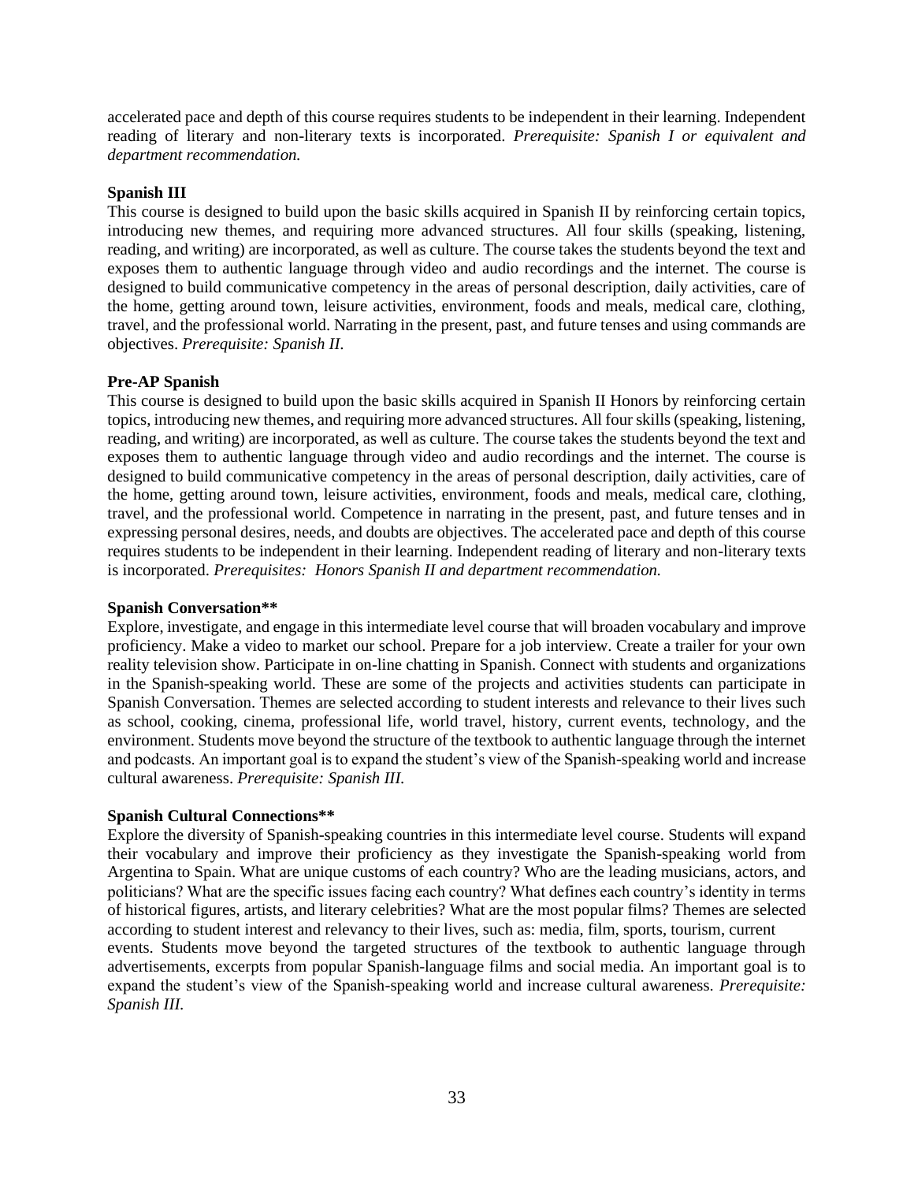accelerated pace and depth of this course requires students to be independent in their learning. Independent reading of literary and non-literary texts is incorporated. *Prerequisite: Spanish I or equivalent and department recommendation.*

**Spanish III**

This course is designed to build upon the basic skills acquired in Spanish II by reinforcing certain topics, introducing new themes, and requiring more advanced structures. All four skills (speaking, listening, reading, and writing) are incorporated, as well as culture. The course takes the students beyond the text and exposes them to authentic language through video and audio recordings and the internet. The course is designed to build communicative competency in the areas of personal description, daily activities, care of the home, getting around town, leisure activities, environment, foods and meals, medical care, clothing, travel, and the professional world. Narrating in the present, past, and future tenses and using commands are objectives. *Prerequisite: Spanish II.*

**Pre-AP Spanish**

This course is designed to build upon the basic skills acquired in Spanish II Honors by reinforcing certain topics, introducing new themes, and requiring more advanced structures. All four skills (speaking, listening, reading, and writing) are incorporated, as well as culture. The course takes the students beyond the text and exposes them to authentic language through video and audio recordings and the internet. The course is designed to build communicative competency in the areas of personal description, daily activities, care of the home, getting around town, leisure activities, environment, foods and meals, medical care, clothing, travel, and the professional world. Competence in narrating in the present, past, and future tenses and in expressing personal desires, needs, and doubts are objectives. The accelerated pace and depth of this course requires students to be independent in their learning. Independent reading of literary and non-literary texts is incorporated. *Prerequisites: Honors Spanish II and department recommendation.*

**Spanish Conversation****

Explore, investigate, and engage in this intermediate level course that will broaden vocabulary and improve proficiency. Make a video to market our school. Prepare for a job interview. Create a trailer for your own reality television show. Participate in on-line chatting in Spanish. Connect with students and organizations in the Spanish-speaking world. These are some of the projects and activities students can participate in Spanish Conversation. Themes are selected according to student interests and relevance to their lives such as school, cooking, cinema, professional life, world travel, history, current events, technology, and the environment. Students move beyond the structure of the textbook to authentic language through the internet and podcasts. An important goal is to expand the student's view of the Spanish-speaking world and increase cultural awareness. *Prerequisite: Spanish III.*

**Spanish Cultural Connections****

Explore the diversity of Spanish-speaking countries in this intermediate level course. Students will expand their vocabulary and improve their proficiency as they investigate the Spanish-speaking world from Argentina to Spain. What are unique customs of each country? Who are the leading musicians, actors, and politicians? What are the specific issues facing each country? What defines each country's identity in terms of historical figures, artists, and literary celebrities? What are the most popular films? Themes are selected according to student interest and relevancy to their lives, such as: media, film, sports, tourism, current events. Students move beyond the targeted structures of the textbook to authentic language through advertisements, excerpts from popular Spanish-language films and social media. An important goal is to expand the student's view of the Spanish-speaking world and increase cultural awareness. *Prerequisite: Spanish III.*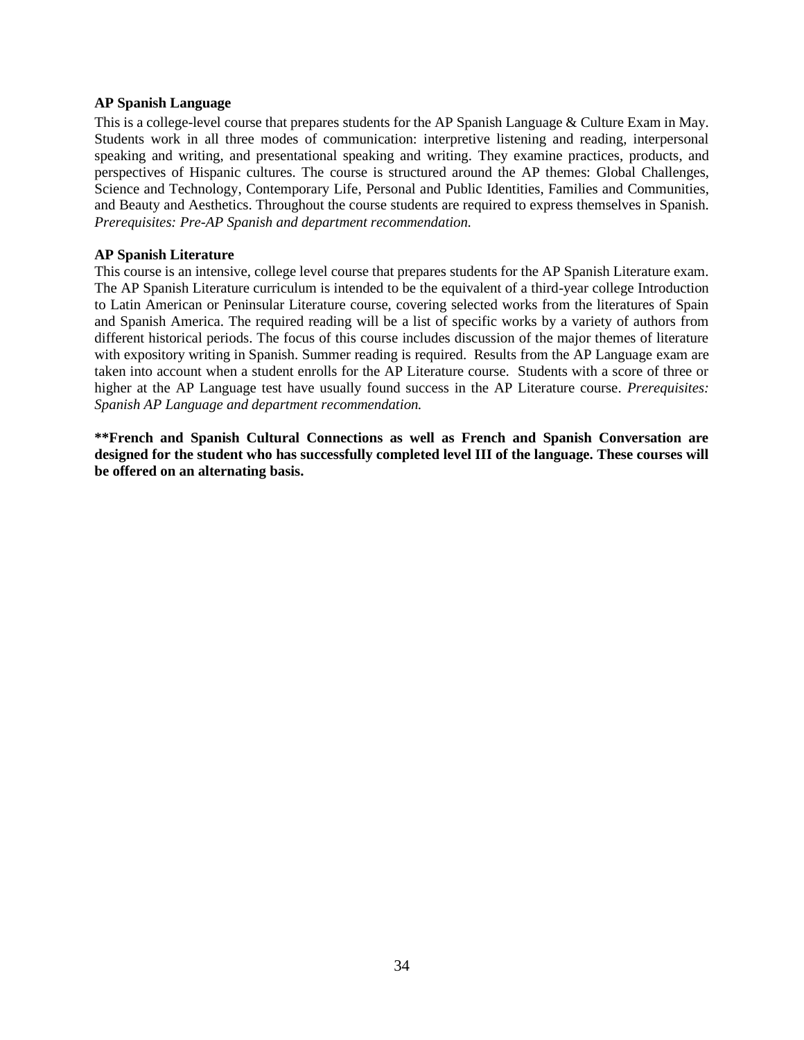**AP Spanish Language**

This is a college-level course that prepares students for the AP Spanish Language & Culture Exam in May. Students work in all three modes of communication: interpretive listening and reading, interpersonal speaking and writing, and presentational speaking and writing. They examine practices, products, and perspectives of Hispanic cultures. The course is structured around the AP themes: Global Challenges, Science and Technology, Contemporary Life, Personal and Public Identities, Families and Communities, and Beauty and Aesthetics. Throughout the course students are required to express themselves in Spanish. *Prerequisites: Pre-AP Spanish and department recommendation.*

**AP Spanish Literature**

This course is an intensive, college level course that prepares students for the AP Spanish Literature exam. The AP Spanish Literature curriculum is intended to be the equivalent of a third-year college Introduction to Latin American or Peninsular Literature course, covering selected works from the literatures of Spain and Spanish America. The required reading will be a list of specific works by a variety of authors from different historical periods. The focus of this course includes discussion of the major themes of literature with expository writing in Spanish. Summer reading is required. Results from the AP Language exam are taken into account when a student enrolls for the AP Literature course. Students with a score of three or higher at the AP Language test have usually found success in the AP Literature course. *Prerequisites: Spanish AP Language and department recommendation.*

****French and Spanish Cultural Connections as well as French and Spanish Conversation are designed for the student who has successfully completed level III of the language. These courses will be offered on an alternating basis.**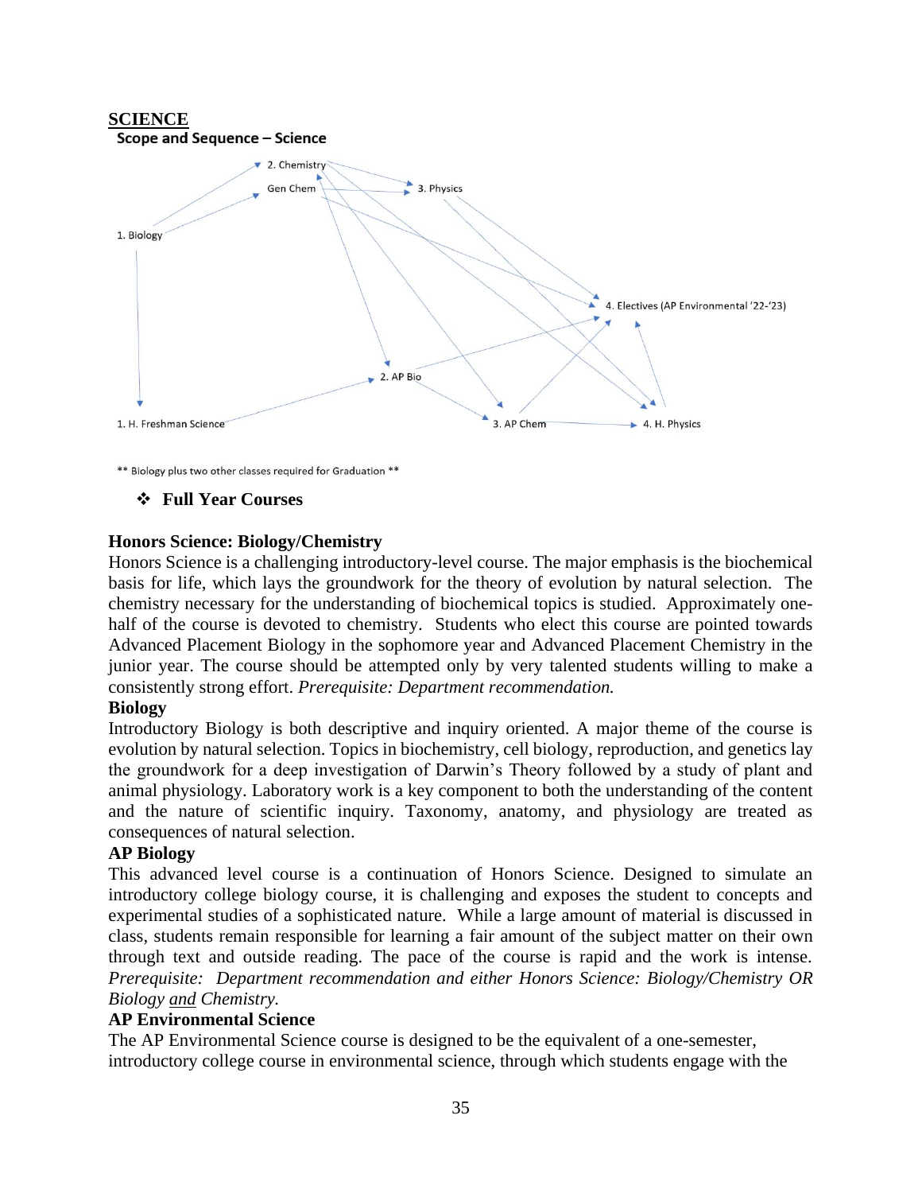**SCIENCE**

**Scope and Sequence – Science**

1. Biology
2. Chemistry
Gen Chem
3. Physics
4. Electives (AP Environmental '22-'23)
1. H. Freshman Science
2. AP Bio
3. AP Chem
4. H. Physics

** Biology plus two other classes required for Graduation **

- ❖ **Full Year Courses**

**Honors Science: Biology/Chemistry**

Honors Science is a challenging introductory-level course. The major emphasis is the biochemical basis for life, which lays the groundwork for the theory of evolution by natural selection. The chemistry necessary for the understanding of biochemical topics is studied. Approximately one-half of the course is devoted to chemistry. Students who elect this course are pointed towards Advanced Placement Biology in the sophomore year and Advanced Placement Chemistry in the junior year. The course should be attempted only by very talented students willing to make a consistently strong effort. *Prerequisite: Department recommendation.*

**Biology**

Introductory Biology is both descriptive and inquiry oriented. A major theme of the course is evolution by natural selection. Topics in biochemistry, cell biology, reproduction, and genetics lay the groundwork for a deep investigation of Darwin's Theory followed by a study of plant and animal physiology. Laboratory work is a key component to both the understanding of the content and the nature of scientific inquiry. Taxonomy, anatomy, and physiology are treated as consequences of natural selection.

**AP Biology**

This advanced level course is a continuation of Honors Science. Designed to simulate an introductory college biology course, it is challenging and exposes the student to concepts and experimental studies of a sophisticated nature. While a large amount of material is discussed in class, students remain responsible for learning a fair amount of the subject matter on their own through text and outside reading. The pace of the course is rapid and the work is intense. *Prerequisite: Department recommendation and either Honors Science: Biology/Chemistry OR Biology and Chemistry.*

**AP Environmental Science**

The AP Environmental Science course is designed to be the equivalent of a one-semester, introductory college course in environmental science, through which students engage with the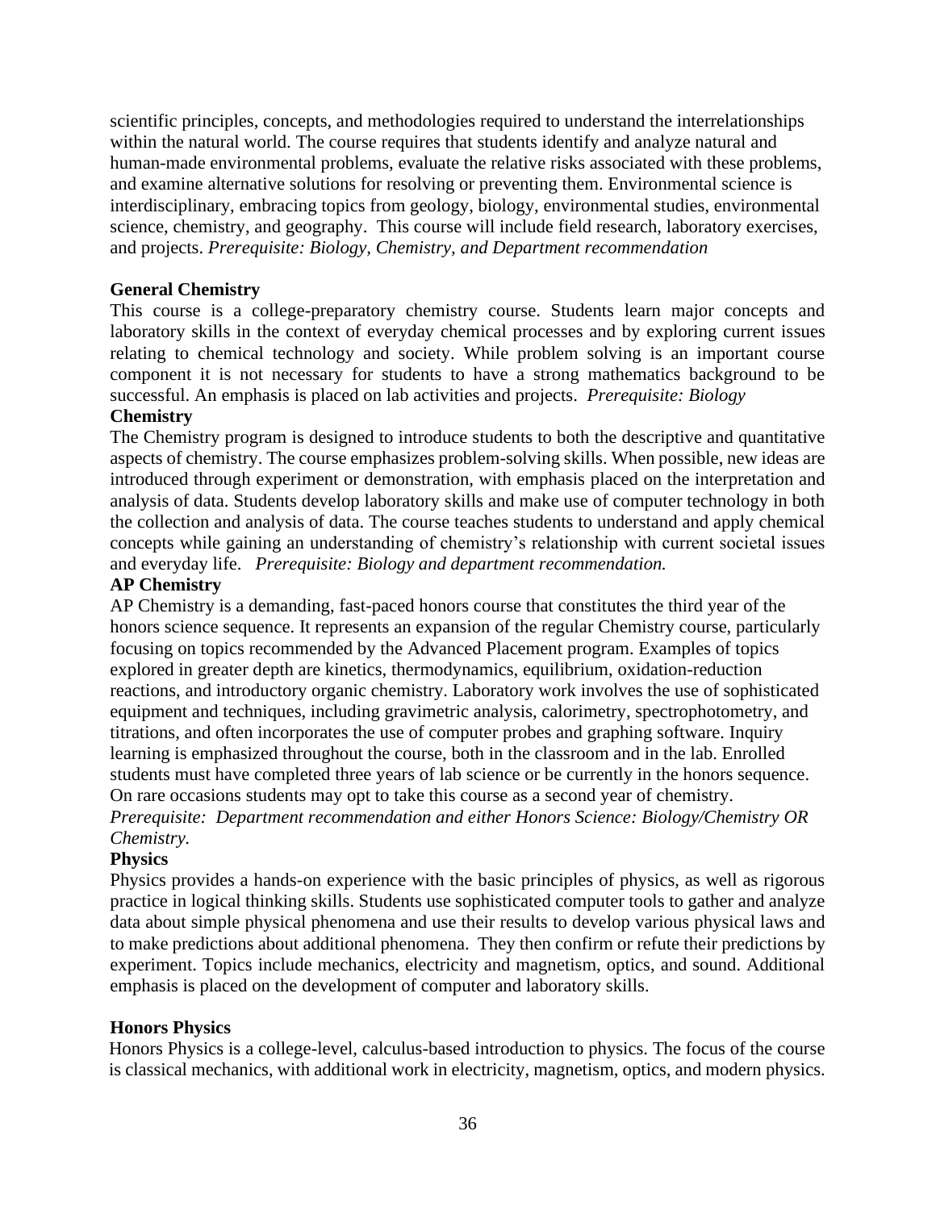scientific principles, concepts, and methodologies required to understand the interrelationships within the natural world. The course requires that students identify and analyze natural and human-made environmental problems, evaluate the relative risks associated with these problems, and examine alternative solutions for resolving or preventing them. Environmental science is interdisciplinary, embracing topics from geology, biology, environmental studies, environmental science, chemistry, and geography. This course will include field research, laboratory exercises, and projects. *Prerequisite: Biology, Chemistry, and Department recommendation*

**General Chemistry**

This course is a college-preparatory chemistry course. Students learn major concepts and laboratory skills in the context of everyday chemical processes and by exploring current issues relating to chemical technology and society. While problem solving is an important course component it is not necessary for students to have a strong mathematics background to be successful. An emphasis is placed on lab activities and projects. *Prerequisite: Biology*

**Chemistry**

The Chemistry program is designed to introduce students to both the descriptive and quantitative aspects of chemistry. The course emphasizes problem-solving skills. When possible, new ideas are introduced through experiment or demonstration, with emphasis placed on the interpretation and analysis of data. Students develop laboratory skills and make use of computer technology in both the collection and analysis of data. The course teaches students to understand and apply chemical concepts while gaining an understanding of chemistry's relationship with current societal issues and everyday life. *Prerequisite: Biology and department recommendation.*

**AP Chemistry**

AP Chemistry is a demanding, fast-paced honors course that constitutes the third year of the honors science sequence. It represents an expansion of the regular Chemistry course, particularly focusing on topics recommended by the Advanced Placement program. Examples of topics explored in greater depth are kinetics, thermodynamics, equilibrium, oxidation-reduction reactions, and introductory organic chemistry. Laboratory work involves the use of sophisticated equipment and techniques, including gravimetric analysis, calorimetry, spectrophotometry, and titrations, and often incorporates the use of computer probes and graphing software. Inquiry learning is emphasized throughout the course, both in the classroom and in the lab. Enrolled students must have completed three years of lab science or be currently in the honors sequence. On rare occasions students may opt to take this course as a second year of chemistry. *Prerequisite: Department recommendation and either Honors Science: Biology/Chemistry OR Chemistry.*

**Physics**

Physics provides a hands-on experience with the basic principles of physics, as well as rigorous practice in logical thinking skills. Students use sophisticated computer tools to gather and analyze data about simple physical phenomena and use their results to develop various physical laws and to make predictions about additional phenomena. They then confirm or refute their predictions by experiment. Topics include mechanics, electricity and magnetism, optics, and sound. Additional emphasis is placed on the development of computer and laboratory skills.

**Honors Physics**

Honors Physics is a college-level, calculus-based introduction to physics. The focus of the course is classical mechanics, with additional work in electricity, magnetism, optics, and modern physics.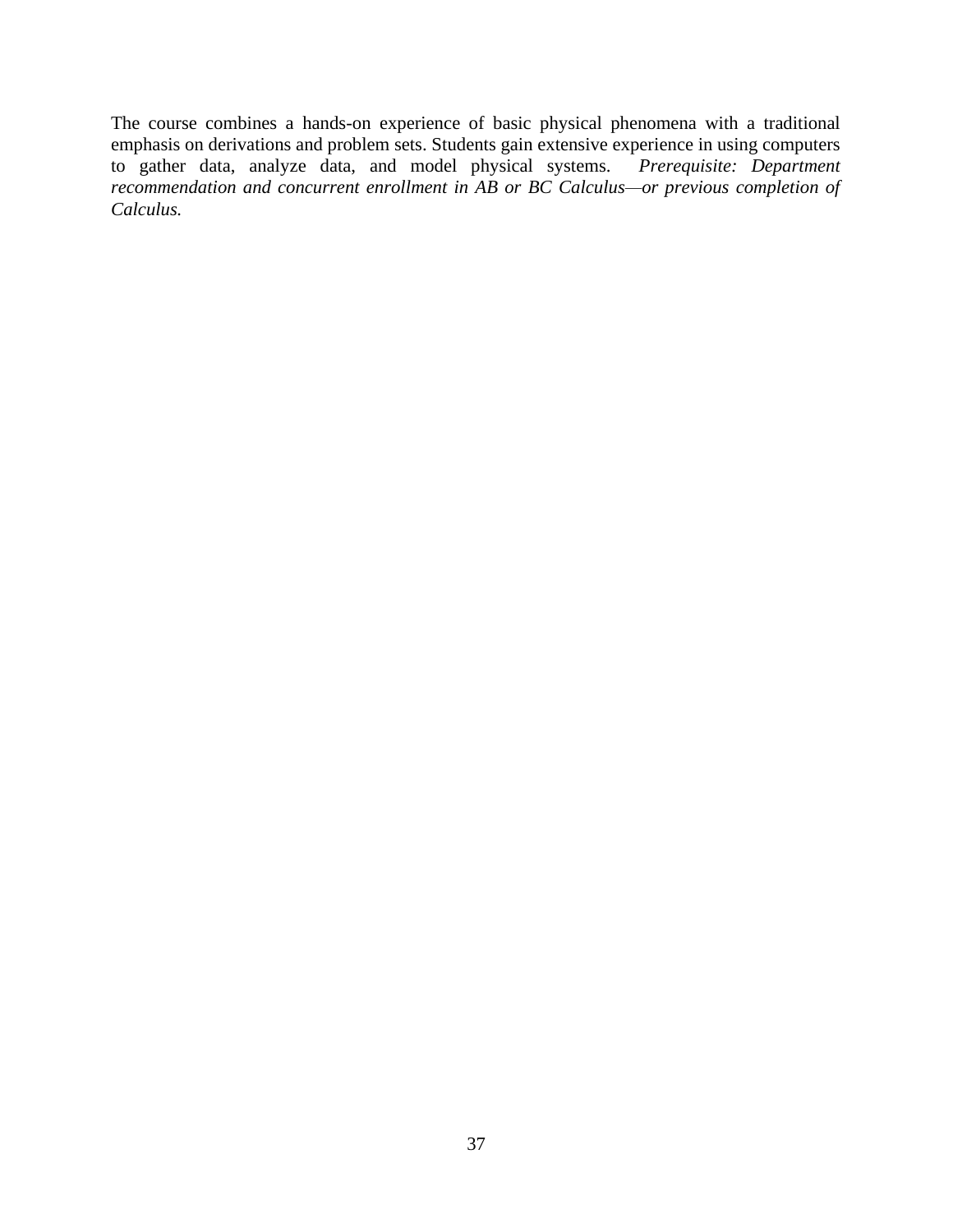The course combines a hands-on experience of basic physical phenomena with a traditional emphasis on derivations and problem sets. Students gain extensive experience in using computers to gather data, analyze data, and model physical systems. *Prerequisite: Department recommendation and concurrent enrollment in AB or BC Calculus—or previous completion of Calculus.*